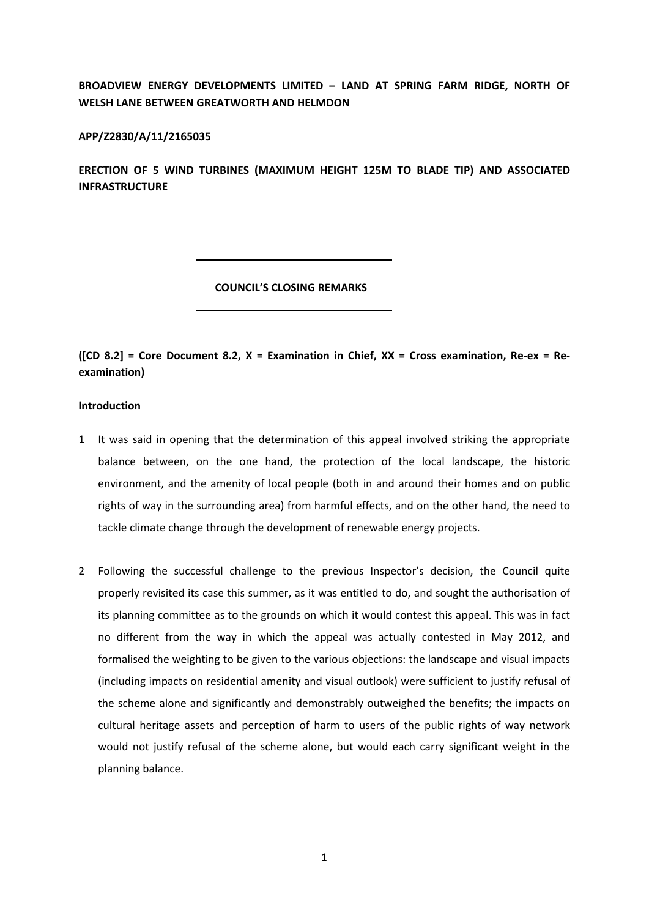**BROADVIEW ENERGY DEVELOPMENTS LIMITED – LAND AT SPRING FARM RIDGE, NORTH OF WELSH LANE BETWEEN GREATWORTH AND HELMDON**

**APP/Z2830/A/11/2165035**

**ERECTION OF 5 WIND TURBINES (MAXIMUM HEIGHT 125M TO BLADE TIP) AND ASSOCIATED INFRASTRUCTURE**

---

**COUNCIL'S CLOSING REMARKS**

---

**([CD 8.2] = Core Document 8.2, X = Examination in Chief, XX = Cross examination, Re-ex = Re-examination)**

**Introduction**

1 It was said in opening that the determination of this appeal involved striking the appropriate balance between, on the one hand, the protection of the local landscape, the historic environment, and the amenity of local people (both in and around their homes and on public rights of way in the surrounding area) from harmful effects, and on the other hand, the need to tackle climate change through the development of renewable energy projects.

2 Following the successful challenge to the previous Inspector's decision, the Council quite properly revisited its case this summer, as it was entitled to do, and sought the authorisation of its planning committee as to the grounds on which it would contest this appeal. This was in fact no different from the way in which the appeal was actually contested in May 2012, and formalised the weighting to be given to the various objections: the landscape and visual impacts (including impacts on residential amenity and visual outlook) were sufficient to justify refusal of the scheme alone and significantly and demonstrably outweighed the benefits; the impacts on cultural heritage assets and perception of harm to users of the public rights of way network would not justify refusal of the scheme alone, but would each carry significant weight in the planning balance.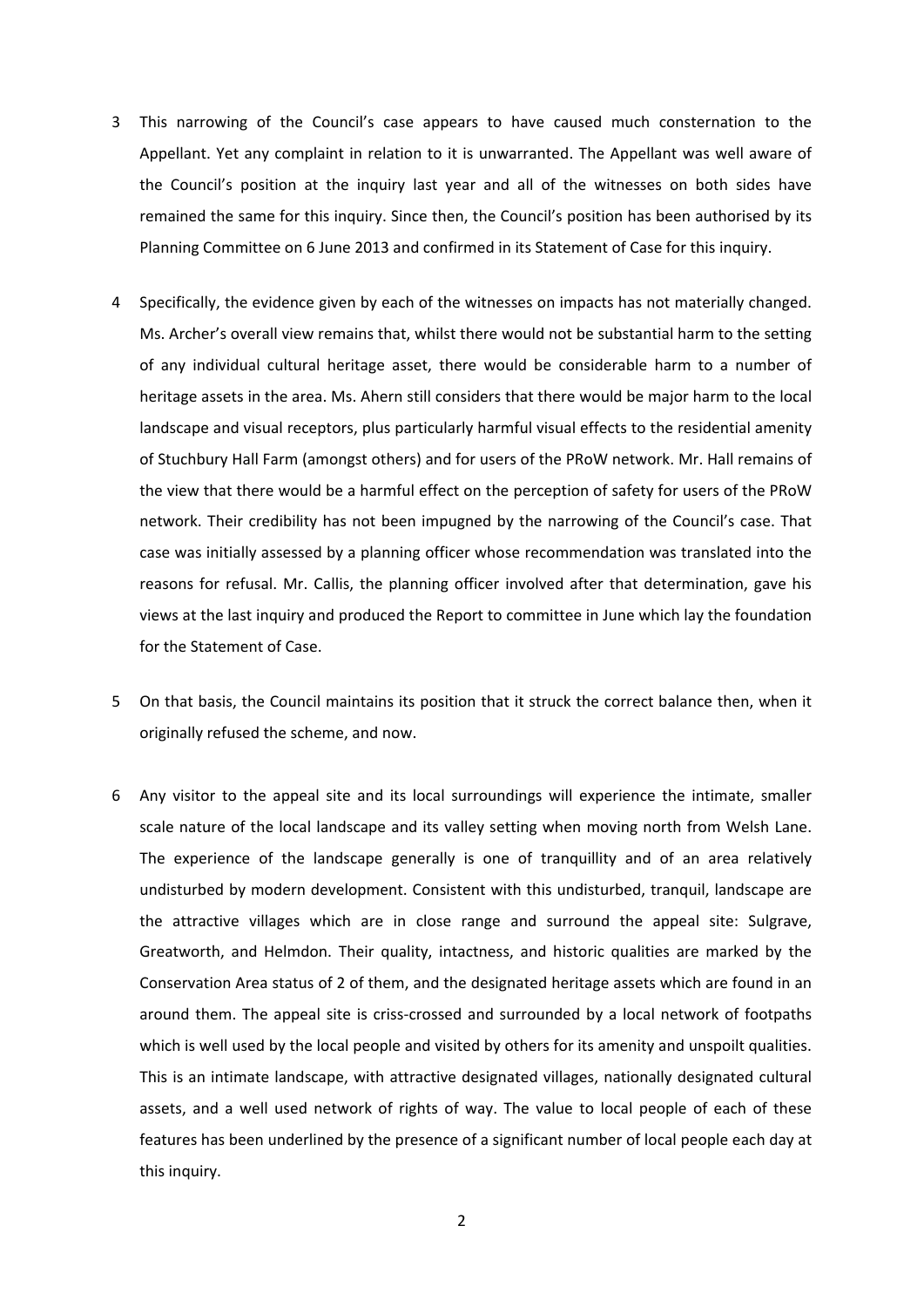3 This narrowing of the Council's case appears to have caused much consternation to the Appellant. Yet any complaint in relation to it is unwarranted. The Appellant was well aware of the Council's position at the inquiry last year and all of the witnesses on both sides have remained the same for this inquiry. Since then, the Council's position has been authorised by its Planning Committee on 6 June 2013 and confirmed in its Statement of Case for this inquiry.

4 Specifically, the evidence given by each of the witnesses on impacts has not materially changed. Ms. Archer's overall view remains that, whilst there would not be substantial harm to the setting of any individual cultural heritage asset, there would be considerable harm to a number of heritage assets in the area. Ms. Ahern still considers that there would be major harm to the local landscape and visual receptors, plus particularly harmful visual effects to the residential amenity of Stuchbury Hall Farm (amongst others) and for users of the PRoW network. Mr. Hall remains of the view that there would be a harmful effect on the perception of safety for users of the PRoW network. Their credibility has not been impugned by the narrowing of the Council's case. That case was initially assessed by a planning officer whose recommendation was translated into the reasons for refusal. Mr. Callis, the planning officer involved after that determination, gave his views at the last inquiry and produced the Report to committee in June which lay the foundation for the Statement of Case.

5 On that basis, the Council maintains its position that it struck the correct balance then, when it originally refused the scheme, and now.

6 Any visitor to the appeal site and its local surroundings will experience the intimate, smaller scale nature of the local landscape and its valley setting when moving north from Welsh Lane. The experience of the landscape generally is one of tranquillity and of an area relatively undisturbed by modern development. Consistent with this undisturbed, tranquil, landscape are the attractive villages which are in close range and surround the appeal site: Sulgrave, Greatworth, and Helmdon. Their quality, intactness, and historic qualities are marked by the Conservation Area status of 2 of them, and the designated heritage assets which are found in an around them. The appeal site is criss-crossed and surrounded by a local network of footpaths which is well used by the local people and visited by others for its amenity and unspoilt qualities. This is an intimate landscape, with attractive designated villages, nationally designated cultural assets, and a well used network of rights of way. The value to local people of each of these features has been underlined by the presence of a significant number of local people each day at this inquiry.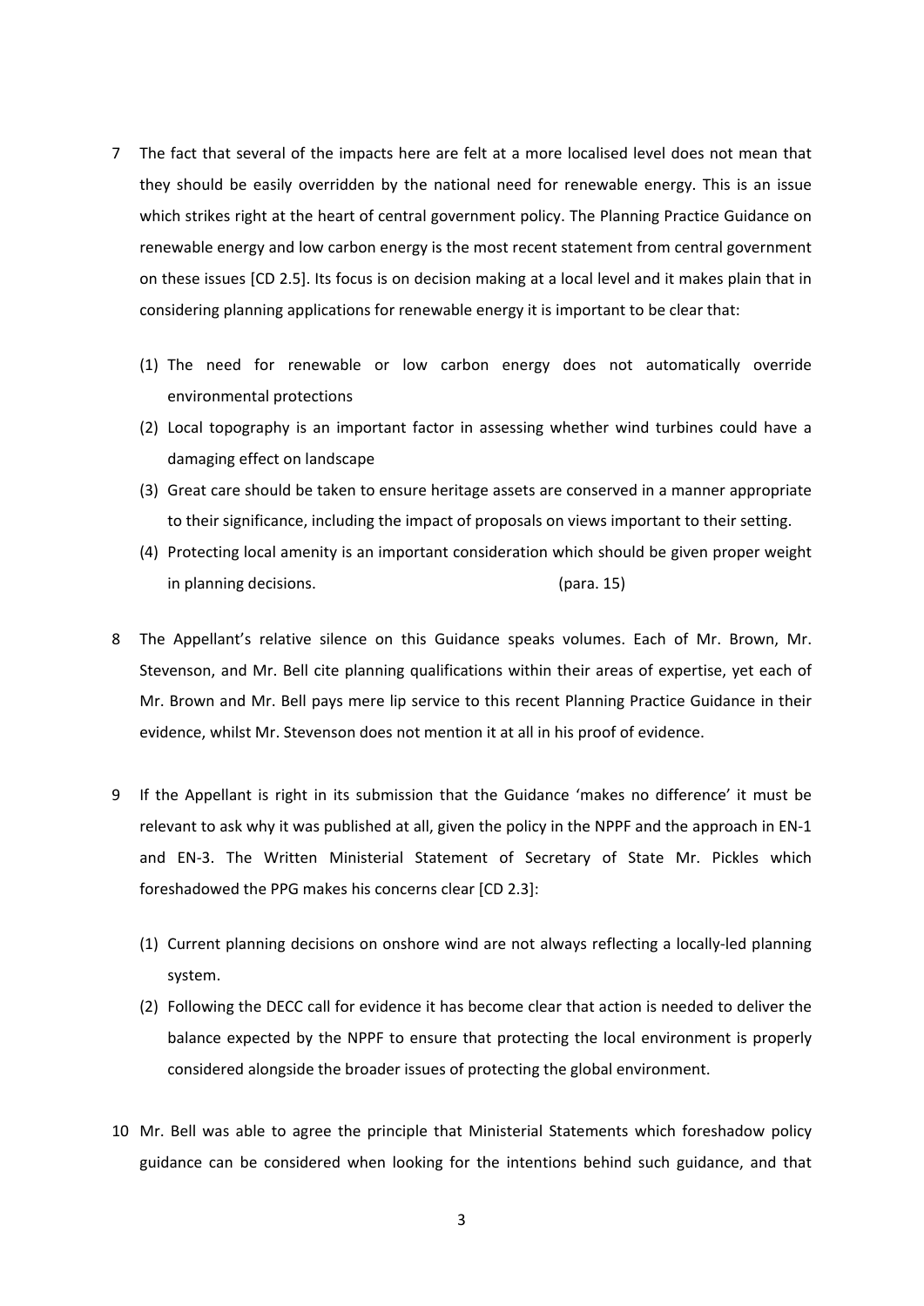7 The fact that several of the impacts here are felt at a more localised level does not mean that they should be easily overridden by the national need for renewable energy. This is an issue which strikes right at the heart of central government policy. The Planning Practice Guidance on renewable energy and low carbon energy is the most recent statement from central government on these issues [CD 2.5]. Its focus is on decision making at a local level and it makes plain that in considering planning applications for renewable energy it is important to be clear that:

    (1) The need for renewable or low carbon energy does not automatically override environmental protections
    (2) Local topography is an important factor in assessing whether wind turbines could have a damaging effect on landscape
    (3) Great care should be taken to ensure heritage assets are conserved in a manner appropriate to their significance, including the impact of proposals on views important to their setting.
    (4) Protecting local amenity is an important consideration which should be given proper weight in planning decisions. (para. 15)

8 The Appellant's relative silence on this Guidance speaks volumes. Each of Mr. Brown, Mr. Stevenson, and Mr. Bell cite planning qualifications within their areas of expertise, yet each of Mr. Brown and Mr. Bell pays mere lip service to this recent Planning Practice Guidance in their evidence, whilst Mr. Stevenson does not mention it at all in his proof of evidence.

9 If the Appellant is right in its submission that the Guidance 'makes no difference' it must be relevant to ask why it was published at all, given the policy in the NPPF and the approach in EN-1 and EN-3. The Written Ministerial Statement of Secretary of State Mr. Pickles which foreshadowed the PPG makes his concerns clear [CD 2.3]:

    (1) Current planning decisions on onshore wind are not always reflecting a locally-led planning system.
    (2) Following the DECC call for evidence it has become clear that action is needed to deliver the balance expected by the NPPF to ensure that protecting the local environment is properly considered alongside the broader issues of protecting the global environment.

10 Mr. Bell was able to agree the principle that Ministerial Statements which foreshadow policy guidance can be considered when looking for the intentions behind such guidance, and that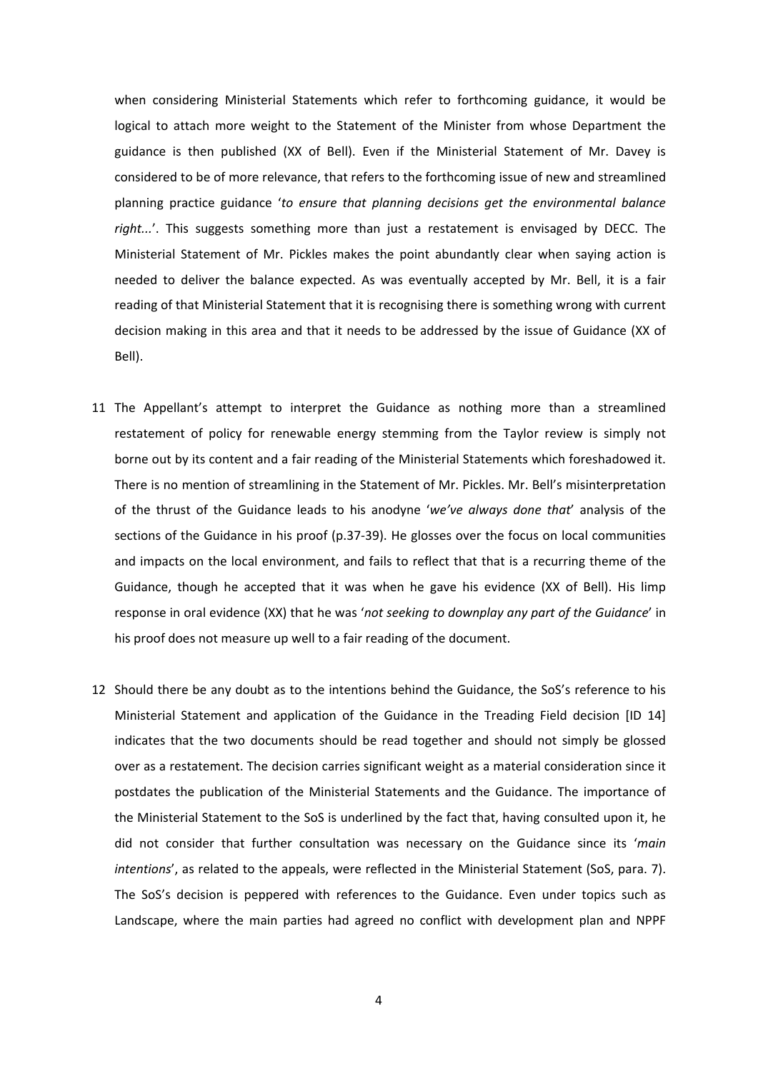when considering Ministerial Statements which refer to forthcoming guidance, it would be logical to attach more weight to the Statement of the Minister from whose Department the guidance is then published (XX of Bell). Even if the Ministerial Statement of Mr. Davey is considered to be of more relevance, that refers to the forthcoming issue of new and streamlined planning practice guidance '*to ensure that planning decisions get the environmental balance right...*'. This suggests something more than just a restatement is envisaged by DECC. The Ministerial Statement of Mr. Pickles makes the point abundantly clear when saying action is needed to deliver the balance expected. As was eventually accepted by Mr. Bell, it is a fair reading of that Ministerial Statement that it is recognising there is something wrong with current decision making in this area and that it needs to be addressed by the issue of Guidance (XX of Bell).

11 The Appellant's attempt to interpret the Guidance as nothing more than a streamlined restatement of policy for renewable energy stemming from the Taylor review is simply not borne out by its content and a fair reading of the Ministerial Statements which foreshadowed it. There is no mention of streamlining in the Statement of Mr. Pickles. Mr. Bell's misinterpretation of the thrust of the Guidance leads to his anodyne '*we've always done that*' analysis of the sections of the Guidance in his proof (p.37-39). He glosses over the focus on local communities and impacts on the local environment, and fails to reflect that that is a recurring theme of the Guidance, though he accepted that it was when he gave his evidence (XX of Bell). His limp response in oral evidence (XX) that he was '*not seeking to downplay any part of the Guidance*' in his proof does not measure up well to a fair reading of the document.

12 Should there be any doubt as to the intentions behind the Guidance, the SoS's reference to his Ministerial Statement and application of the Guidance in the Treading Field decision [ID 14] indicates that the two documents should be read together and should not simply be glossed over as a restatement. The decision carries significant weight as a material consideration since it postdates the publication of the Ministerial Statements and the Guidance. The importance of the Ministerial Statement to the SoS is underlined by the fact that, having consulted upon it, he did not consider that further consultation was necessary on the Guidance since its '*main intentions*', as related to the appeals, were reflected in the Ministerial Statement (SoS, para. 7). The SoS's decision is peppered with references to the Guidance. Even under topics such as Landscape, where the main parties had agreed no conflict with development plan and NPPF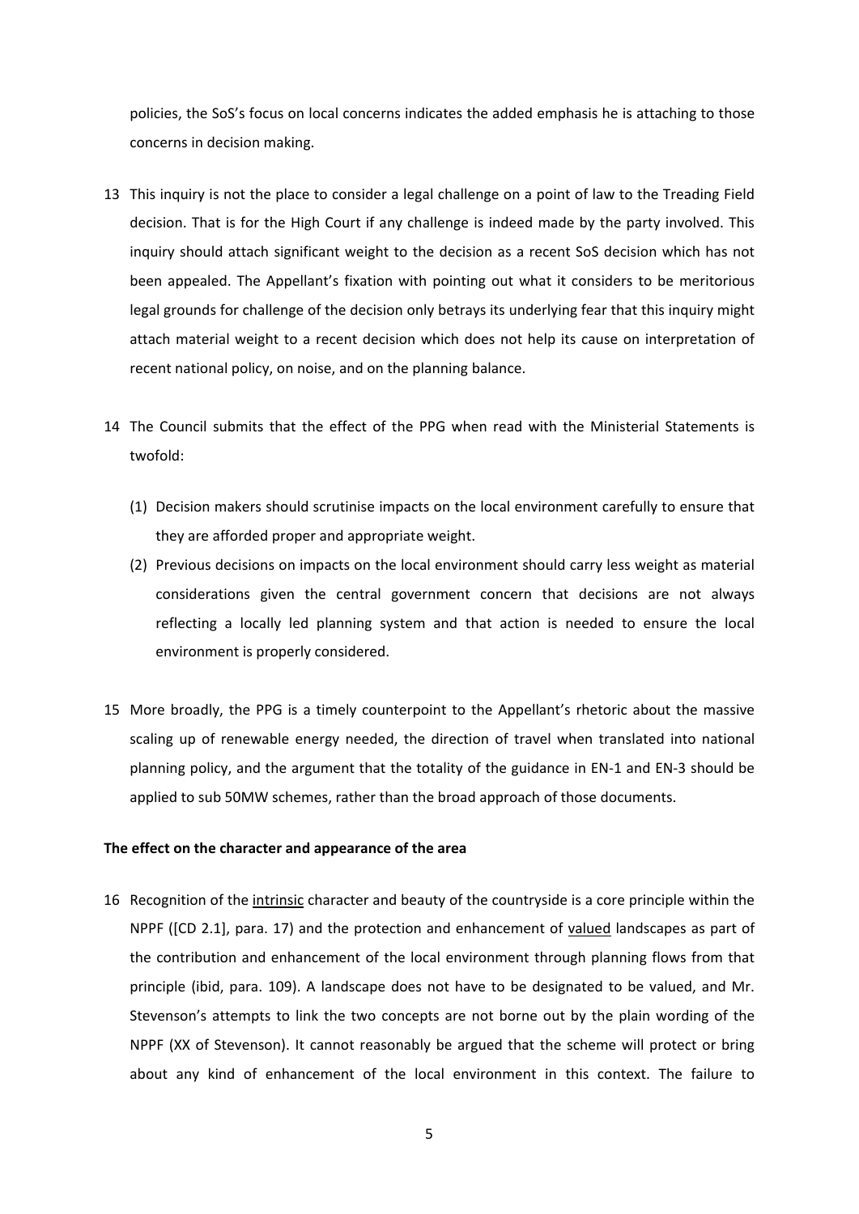policies, the SoS's focus on local concerns indicates the added emphasis he is attaching to those concerns in decision making.

13 This inquiry is not the place to consider a legal challenge on a point of law to the Treading Field decision. That is for the High Court if any challenge is indeed made by the party involved. This inquiry should attach significant weight to the decision as a recent SoS decision which has not been appealed. The Appellant's fixation with pointing out what it considers to be meritorious legal grounds for challenge of the decision only betrays its underlying fear that this inquiry might attach material weight to a recent decision which does not help its cause on interpretation of recent national policy, on noise, and on the planning balance.

14 The Council submits that the effect of the PPG when read with the Ministerial Statements is twofold:

   (1) Decision makers should scrutinise impacts on the local environment carefully to ensure that they are afforded proper and appropriate weight.

   (2) Previous decisions on impacts on the local environment should carry less weight as material considerations given the central government concern that decisions are not always reflecting a locally led planning system and that action is needed to ensure the local environment is properly considered.

15 More broadly, the PPG is a timely counterpoint to the Appellant's rhetoric about the massive scaling up of renewable energy needed, the direction of travel when translated into national planning policy, and the argument that the totality of the guidance in EN-1 and EN-3 should be applied to sub 50MW schemes, rather than the broad approach of those documents.

**The effect on the character and appearance of the area**

16 Recognition of the <u>intrinsic</u> character and beauty of the countryside is a core principle within the NPPF ([CD 2.1], para. 17) and the protection and enhancement of <u>valued</u> landscapes as part of the contribution and enhancement of the local environment through planning flows from that principle (ibid, para. 109). A landscape does not have to be designated to be valued, and Mr. Stevenson's attempts to link the two concepts are not borne out by the plain wording of the NPPF (XX of Stevenson). It cannot reasonably be argued that the scheme will protect or bring about any kind of enhancement of the local environment in this context. The failure to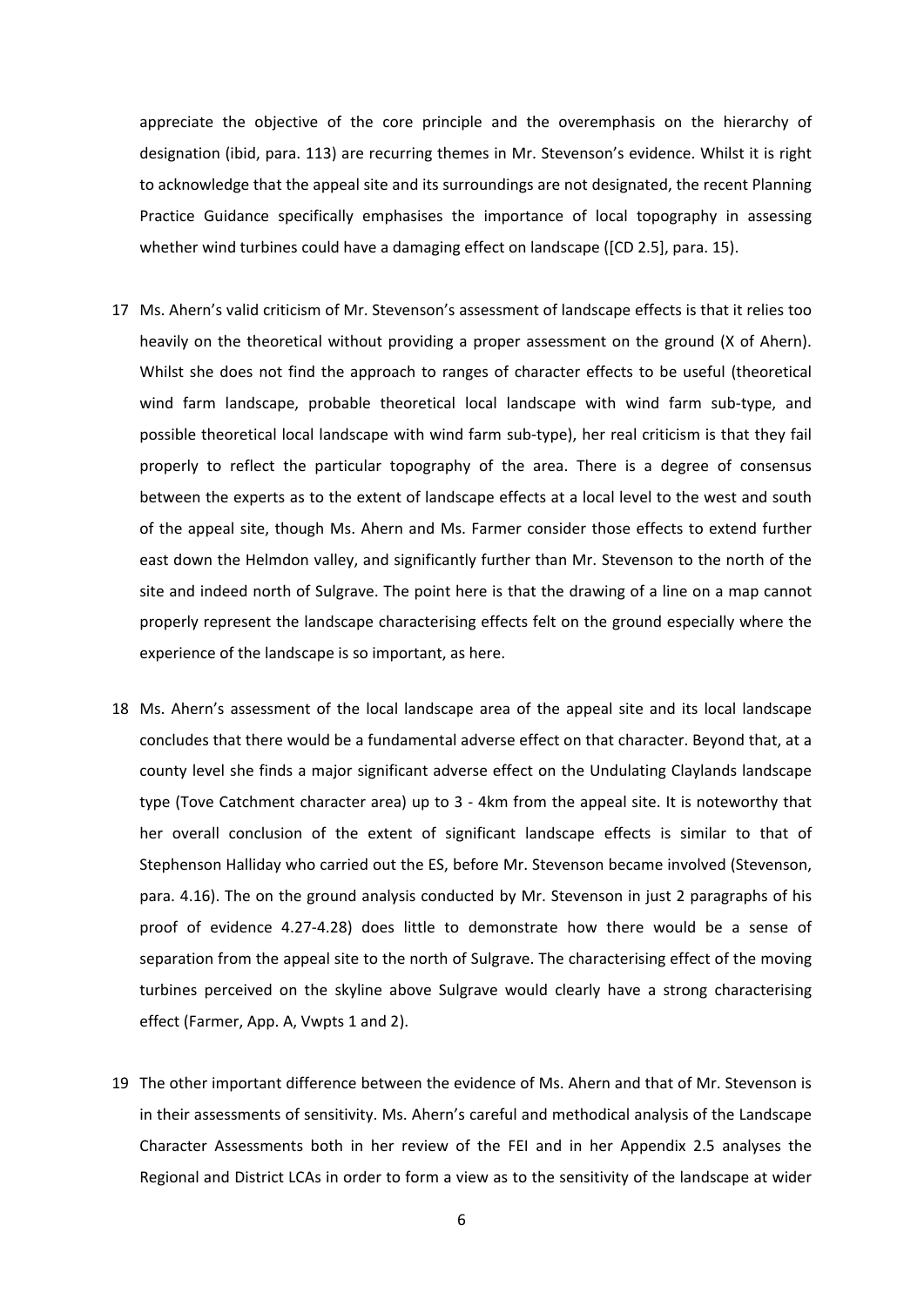appreciate the objective of the core principle and the overemphasis on the hierarchy of designation (ibid, para. 113) are recurring themes in Mr. Stevenson's evidence. Whilst it is right to acknowledge that the appeal site and its surroundings are not designated, the recent Planning Practice Guidance specifically emphasises the importance of local topography in assessing whether wind turbines could have a damaging effect on landscape ([CD 2.5], para. 15).

17 Ms. Ahern's valid criticism of Mr. Stevenson's assessment of landscape effects is that it relies too heavily on the theoretical without providing a proper assessment on the ground (X of Ahern). Whilst she does not find the approach to ranges of character effects to be useful (theoretical wind farm landscape, probable theoretical local landscape with wind farm sub-type, and possible theoretical local landscape with wind farm sub-type), her real criticism is that they fail properly to reflect the particular topography of the area. There is a degree of consensus between the experts as to the extent of landscape effects at a local level to the west and south of the appeal site, though Ms. Ahern and Ms. Farmer consider those effects to extend further east down the Helmdon valley, and significantly further than Mr. Stevenson to the north of the site and indeed north of Sulgrave. The point here is that the drawing of a line on a map cannot properly represent the landscape characterising effects felt on the ground especially where the experience of the landscape is so important, as here.

18 Ms. Ahern's assessment of the local landscape area of the appeal site and its local landscape concludes that there would be a fundamental adverse effect on that character. Beyond that, at a county level she finds a major significant adverse effect on the Undulating Claylands landscape type (Tove Catchment character area) up to 3 - 4km from the appeal site. It is noteworthy that her overall conclusion of the extent of significant landscape effects is similar to that of Stephenson Halliday who carried out the ES, before Mr. Stevenson became involved (Stevenson, para. 4.16). The on the ground analysis conducted by Mr. Stevenson in just 2 paragraphs of his proof of evidence 4.27-4.28) does little to demonstrate how there would be a sense of separation from the appeal site to the north of Sulgrave. The characterising effect of the moving turbines perceived on the skyline above Sulgrave would clearly have a strong characterising effect (Farmer, App. A, Vwpts 1 and 2).

19 The other important difference between the evidence of Ms. Ahern and that of Mr. Stevenson is in their assessments of sensitivity. Ms. Ahern's careful and methodical analysis of the Landscape Character Assessments both in her review of the FEI and in her Appendix 2.5 analyses the Regional and District LCAs in order to form a view as to the sensitivity of the landscape at wider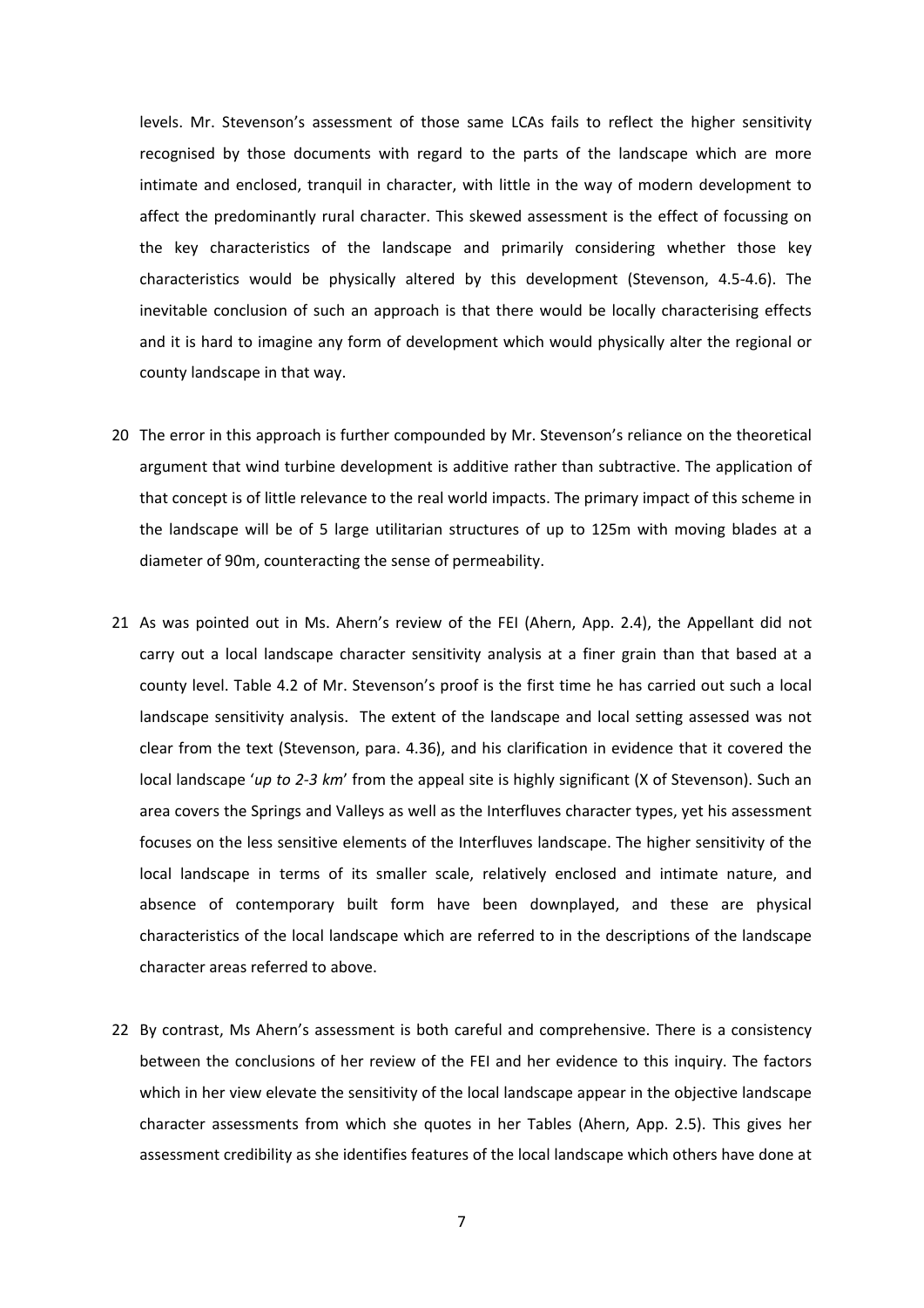levels. Mr. Stevenson's assessment of those same LCAs fails to reflect the higher sensitivity recognised by those documents with regard to the parts of the landscape which are more intimate and enclosed, tranquil in character, with little in the way of modern development to affect the predominantly rural character. This skewed assessment is the effect of focussing on the key characteristics of the landscape and primarily considering whether those key characteristics would be physically altered by this development (Stevenson, 4.5-4.6). The inevitable conclusion of such an approach is that there would be locally characterising effects and it is hard to imagine any form of development which would physically alter the regional or county landscape in that way.

20 The error in this approach is further compounded by Mr. Stevenson's reliance on the theoretical argument that wind turbine development is additive rather than subtractive. The application of that concept is of little relevance to the real world impacts. The primary impact of this scheme in the landscape will be of 5 large utilitarian structures of up to 125m with moving blades at a diameter of 90m, counteracting the sense of permeability.

21 As was pointed out in Ms. Ahern's review of the FEI (Ahern, App. 2.4), the Appellant did not carry out a local landscape character sensitivity analysis at a finer grain than that based at a county level. Table 4.2 of Mr. Stevenson's proof is the first time he has carried out such a local landscape sensitivity analysis. The extent of the landscape and local setting assessed was not clear from the text (Stevenson, para. 4.36), and his clarification in evidence that it covered the local landscape '*up to 2-3 km*' from the appeal site is highly significant (X of Stevenson). Such an area covers the Springs and Valleys as well as the Interfluves character types, yet his assessment focuses on the less sensitive elements of the Interfluves landscape. The higher sensitivity of the local landscape in terms of its smaller scale, relatively enclosed and intimate nature, and absence of contemporary built form have been downplayed, and these are physical characteristics of the local landscape which are referred to in the descriptions of the landscape character areas referred to above.

22 By contrast, Ms Ahern's assessment is both careful and comprehensive. There is a consistency between the conclusions of her review of the FEI and her evidence to this inquiry. The factors which in her view elevate the sensitivity of the local landscape appear in the objective landscape character assessments from which she quotes in her Tables (Ahern, App. 2.5). This gives her assessment credibility as she identifies features of the local landscape which others have done at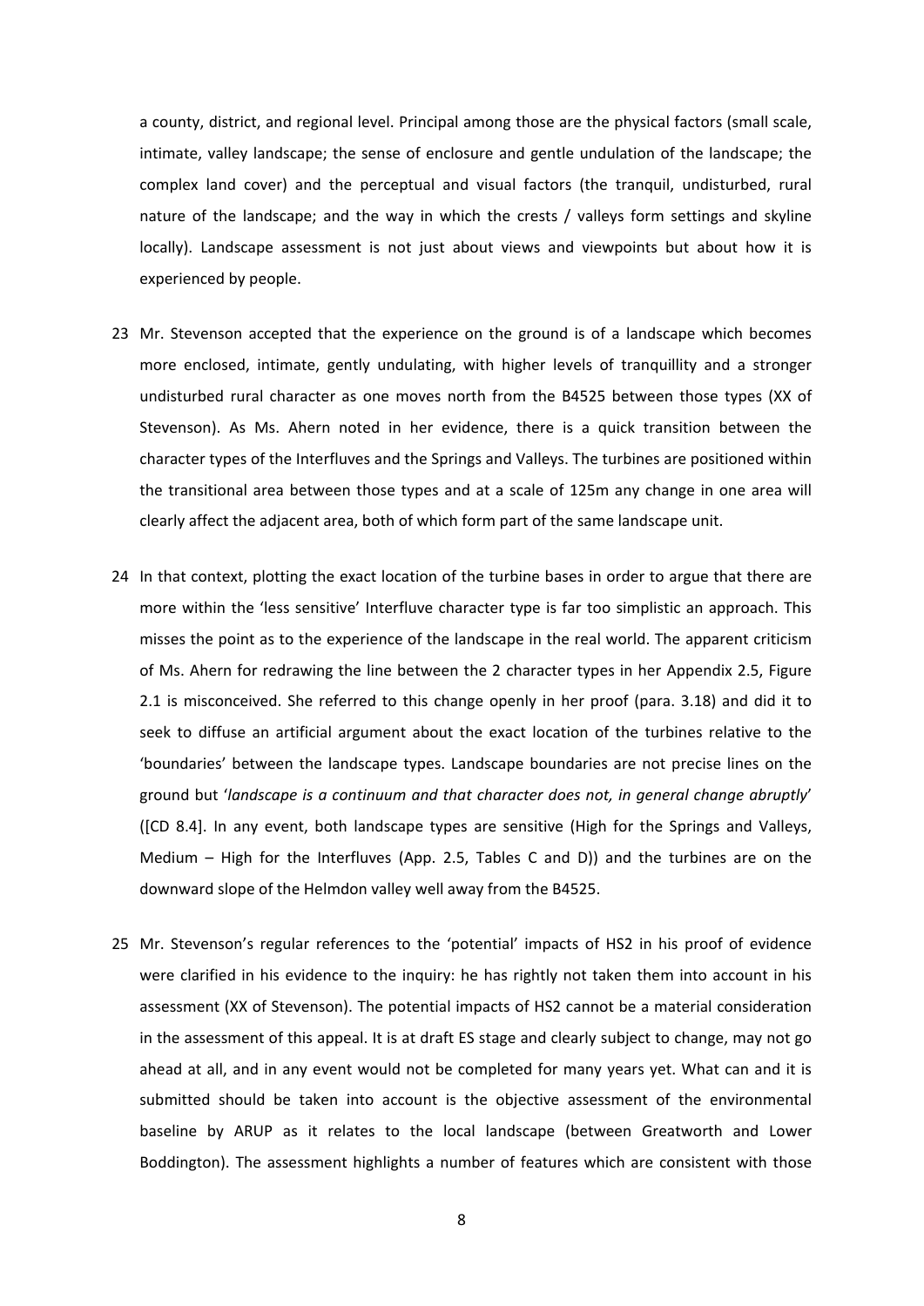a county, district, and regional level. Principal among those are the physical factors (small scale, intimate, valley landscape; the sense of enclosure and gentle undulation of the landscape; the complex land cover) and the perceptual and visual factors (the tranquil, undisturbed, rural nature of the landscape; and the way in which the crests / valleys form settings and skyline locally). Landscape assessment is not just about views and viewpoints but about how it is experienced by people.

23 Mr. Stevenson accepted that the experience on the ground is of a landscape which becomes more enclosed, intimate, gently undulating, with higher levels of tranquillity and a stronger undisturbed rural character as one moves north from the B4525 between those types (XX of Stevenson). As Ms. Ahern noted in her evidence, there is a quick transition between the character types of the Interfluves and the Springs and Valleys. The turbines are positioned within the transitional area between those types and at a scale of 125m any change in one area will clearly affect the adjacent area, both of which form part of the same landscape unit.

24 In that context, plotting the exact location of the turbine bases in order to argue that there are more within the 'less sensitive' Interfluve character type is far too simplistic an approach. This misses the point as to the experience of the landscape in the real world. The apparent criticism of Ms. Ahern for redrawing the line between the 2 character types in her Appendix 2.5, Figure 2.1 is misconceived. She referred to this change openly in her proof (para. 3.18) and did it to seek to diffuse an artificial argument about the exact location of the turbines relative to the 'boundaries' between the landscape types. Landscape boundaries are not precise lines on the ground but '*landscape is a continuum and that character does not, in general change abruptly*' ([CD 8.4]. In any event, both landscape types are sensitive (High for the Springs and Valleys, Medium – High for the Interfluves (App. 2.5, Tables C and D)) and the turbines are on the downward slope of the Helmdon valley well away from the B4525.

25 Mr. Stevenson's regular references to the 'potential' impacts of HS2 in his proof of evidence were clarified in his evidence to the inquiry: he has rightly not taken them into account in his assessment (XX of Stevenson). The potential impacts of HS2 cannot be a material consideration in the assessment of this appeal. It is at draft ES stage and clearly subject to change, may not go ahead at all, and in any event would not be completed for many years yet. What can and it is submitted should be taken into account is the objective assessment of the environmental baseline by ARUP as it relates to the local landscape (between Greatworth and Lower Boddington). The assessment highlights a number of features which are consistent with those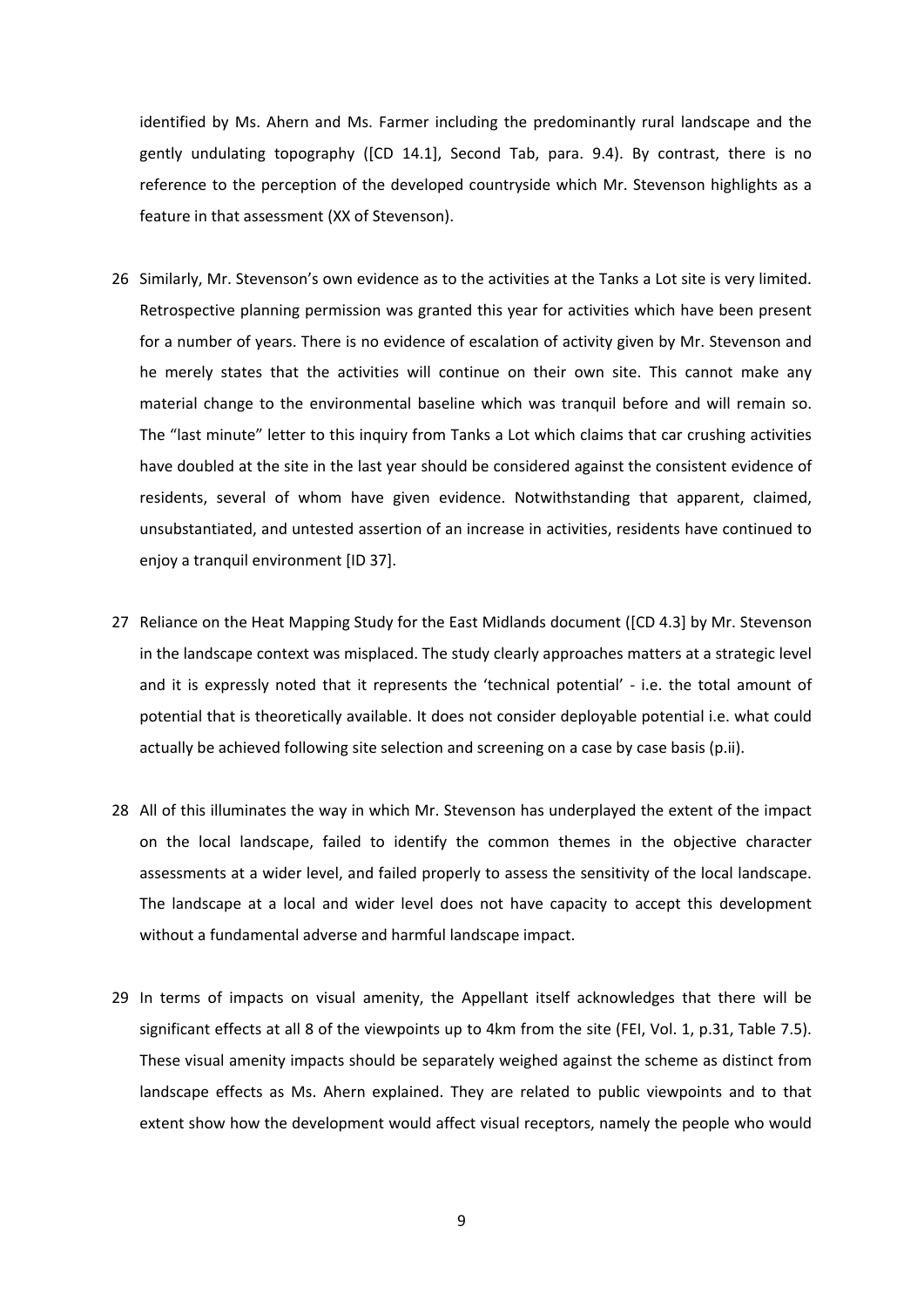identified by Ms. Ahern and Ms. Farmer including the predominantly rural landscape and the gently undulating topography ([CD 14.1], Second Tab, para. 9.4). By contrast, there is no reference to the perception of the developed countryside which Mr. Stevenson highlights as a feature in that assessment (XX of Stevenson).

26 Similarly, Mr. Stevenson's own evidence as to the activities at the Tanks a Lot site is very limited. Retrospective planning permission was granted this year for activities which have been present for a number of years. There is no evidence of escalation of activity given by Mr. Stevenson and he merely states that the activities will continue on their own site. This cannot make any material change to the environmental baseline which was tranquil before and will remain so. The "last minute" letter to this inquiry from Tanks a Lot which claims that car crushing activities have doubled at the site in the last year should be considered against the consistent evidence of residents, several of whom have given evidence. Notwithstanding that apparent, claimed, unsubstantiated, and untested assertion of an increase in activities, residents have continued to enjoy a tranquil environment [ID 37].

27 Reliance on the Heat Mapping Study for the East Midlands document ([CD 4.3] by Mr. Stevenson in the landscape context was misplaced. The study clearly approaches matters at a strategic level and it is expressly noted that it represents the 'technical potential' - i.e. the total amount of potential that is theoretically available. It does not consider deployable potential i.e. what could actually be achieved following site selection and screening on a case by case basis (p.ii).

28 All of this illuminates the way in which Mr. Stevenson has underplayed the extent of the impact on the local landscape, failed to identify the common themes in the objective character assessments at a wider level, and failed properly to assess the sensitivity of the local landscape. The landscape at a local and wider level does not have capacity to accept this development without a fundamental adverse and harmful landscape impact.

29 In terms of impacts on visual amenity, the Appellant itself acknowledges that there will be significant effects at all 8 of the viewpoints up to 4km from the site (FEI, Vol. 1, p.31, Table 7.5). These visual amenity impacts should be separately weighed against the scheme as distinct from landscape effects as Ms. Ahern explained. They are related to public viewpoints and to that extent show how the development would affect visual receptors, namely the people who would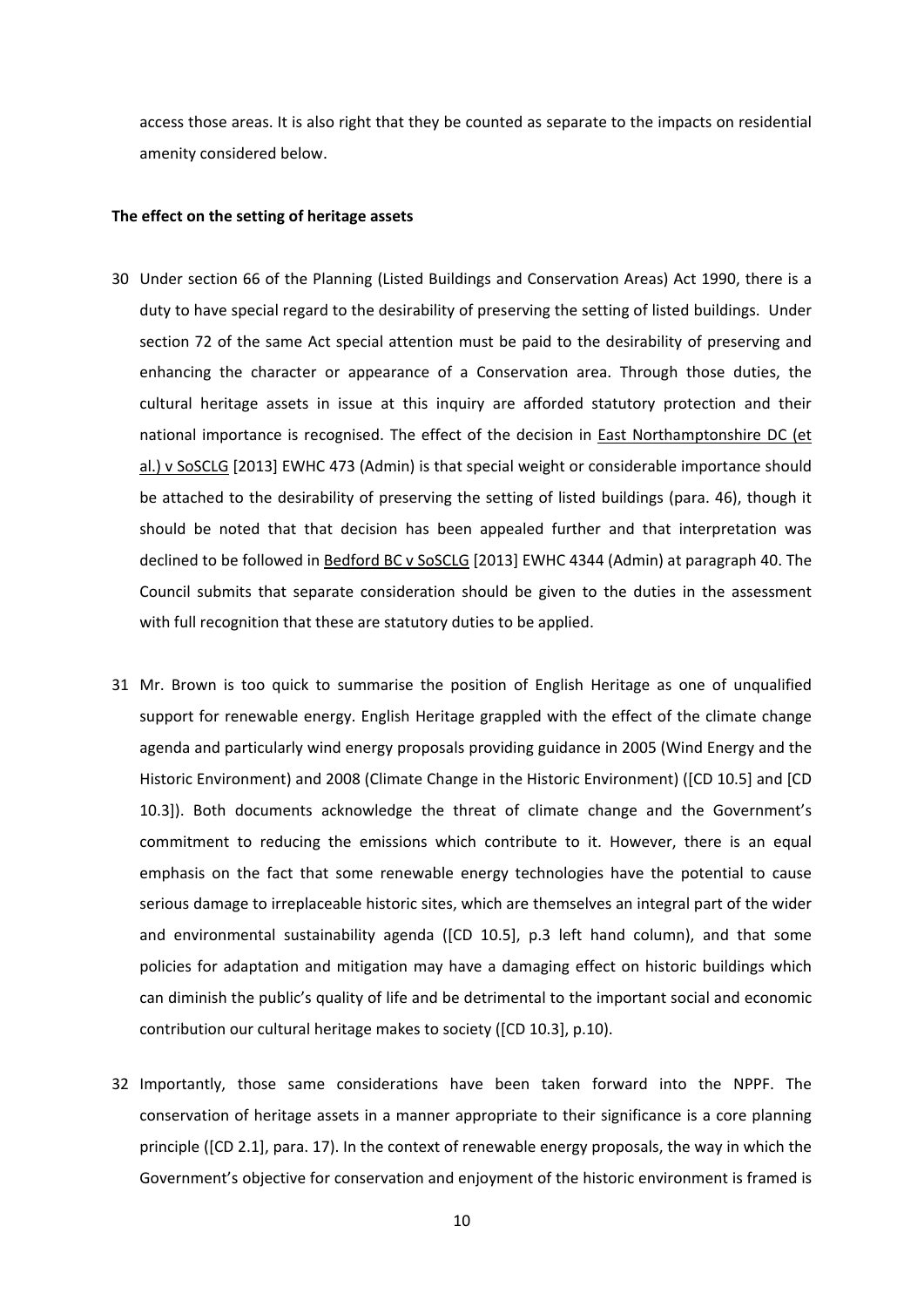access those areas. It is also right that they be counted as separate to the impacts on residential amenity considered below.

**The effect on the setting of heritage assets**

30 Under section 66 of the Planning (Listed Buildings and Conservation Areas) Act 1990, there is a duty to have special regard to the desirability of preserving the setting of listed buildings. Under section 72 of the same Act special attention must be paid to the desirability of preserving and enhancing the character or appearance of a Conservation area. Through those duties, the cultural heritage assets in issue at this inquiry are afforded statutory protection and their national importance is recognised. The effect of the decision in East Northamptonshire DC (et al.) v SoSCLG [2013] EWHC 473 (Admin) is that special weight or considerable importance should be attached to the desirability of preserving the setting of listed buildings (para. 46), though it should be noted that that decision has been appealed further and that interpretation was declined to be followed in Bedford BC v SoSCLG [2013] EWHC 4344 (Admin) at paragraph 40. The Council submits that separate consideration should be given to the duties in the assessment with full recognition that these are statutory duties to be applied.

31 Mr. Brown is too quick to summarise the position of English Heritage as one of unqualified support for renewable energy. English Heritage grappled with the effect of the climate change agenda and particularly wind energy proposals providing guidance in 2005 (Wind Energy and the Historic Environment) and 2008 (Climate Change in the Historic Environment) ([CD 10.5] and [CD 10.3]). Both documents acknowledge the threat of climate change and the Government's commitment to reducing the emissions which contribute to it. However, there is an equal emphasis on the fact that some renewable energy technologies have the potential to cause serious damage to irreplaceable historic sites, which are themselves an integral part of the wider and environmental sustainability agenda ([CD 10.5], p.3 left hand column), and that some policies for adaptation and mitigation may have a damaging effect on historic buildings which can diminish the public's quality of life and be detrimental to the important social and economic contribution our cultural heritage makes to society ([CD 10.3], p.10).

32 Importantly, those same considerations have been taken forward into the NPPF. The conservation of heritage assets in a manner appropriate to their significance is a core planning principle ([CD 2.1], para. 17). In the context of renewable energy proposals, the way in which the Government's objective for conservation and enjoyment of the historic environment is framed is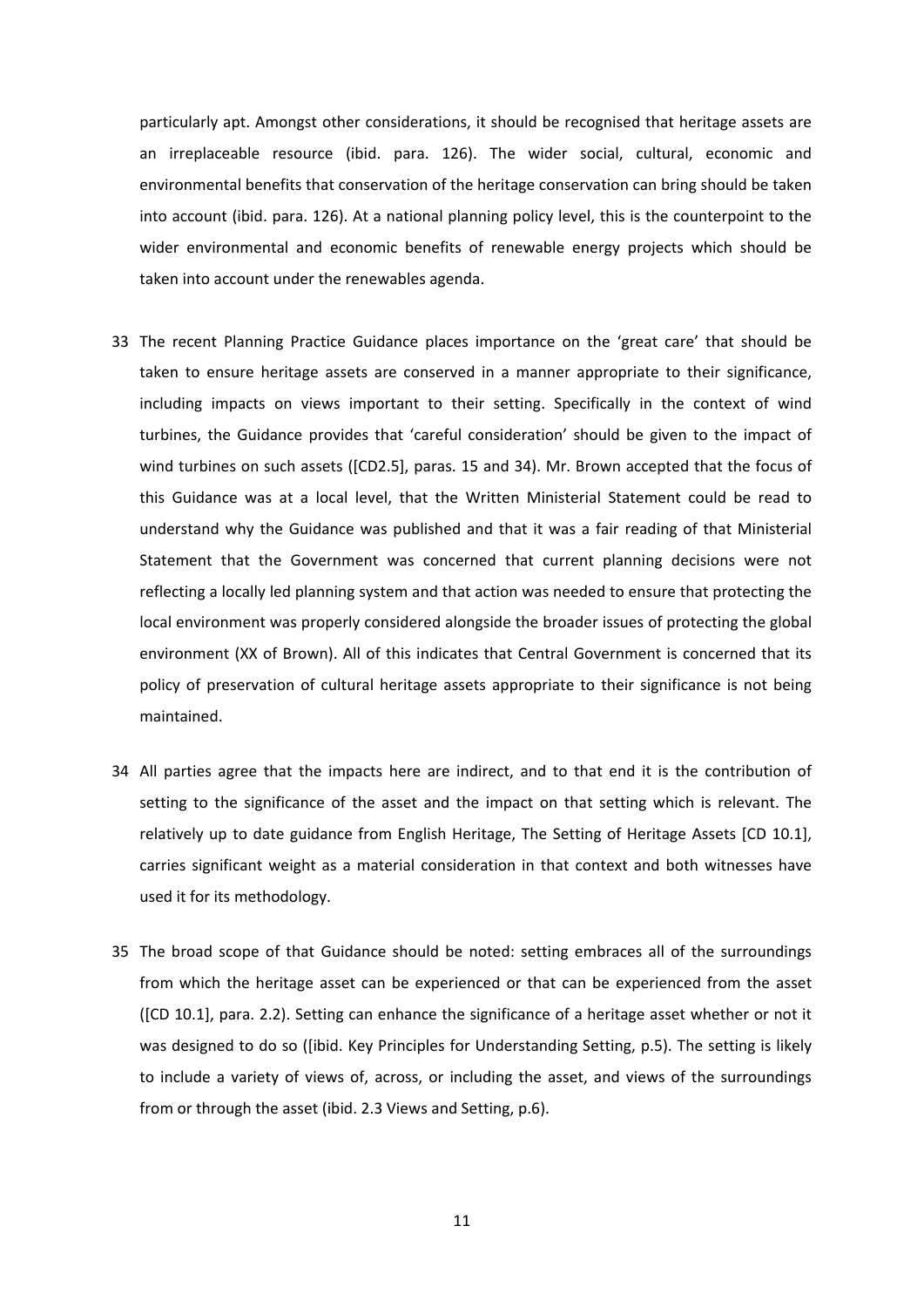particularly apt. Amongst other considerations, it should be recognised that heritage assets are an irreplaceable resource (ibid. para. 126). The wider social, cultural, economic and environmental benefits that conservation of the heritage conservation can bring should be taken into account (ibid. para. 126). At a national planning policy level, this is the counterpoint to the wider environmental and economic benefits of renewable energy projects which should be taken into account under the renewables agenda.

33 The recent Planning Practice Guidance places importance on the 'great care' that should be taken to ensure heritage assets are conserved in a manner appropriate to their significance, including impacts on views important to their setting. Specifically in the context of wind turbines, the Guidance provides that 'careful consideration' should be given to the impact of wind turbines on such assets ([CD2.5], paras. 15 and 34). Mr. Brown accepted that the focus of this Guidance was at a local level, that the Written Ministerial Statement could be read to understand why the Guidance was published and that it was a fair reading of that Ministerial Statement that the Government was concerned that current planning decisions were not reflecting a locally led planning system and that action was needed to ensure that protecting the local environment was properly considered alongside the broader issues of protecting the global environment (XX of Brown). All of this indicates that Central Government is concerned that its policy of preservation of cultural heritage assets appropriate to their significance is not being maintained.

34 All parties agree that the impacts here are indirect, and to that end it is the contribution of setting to the significance of the asset and the impact on that setting which is relevant. The relatively up to date guidance from English Heritage, The Setting of Heritage Assets [CD 10.1], carries significant weight as a material consideration in that context and both witnesses have used it for its methodology.

35 The broad scope of that Guidance should be noted: setting embraces all of the surroundings from which the heritage asset can be experienced or that can be experienced from the asset ([CD 10.1], para. 2.2). Setting can enhance the significance of a heritage asset whether or not it was designed to do so ([ibid. Key Principles for Understanding Setting, p.5). The setting is likely to include a variety of views of, across, or including the asset, and views of the surroundings from or through the asset (ibid. 2.3 Views and Setting, p.6).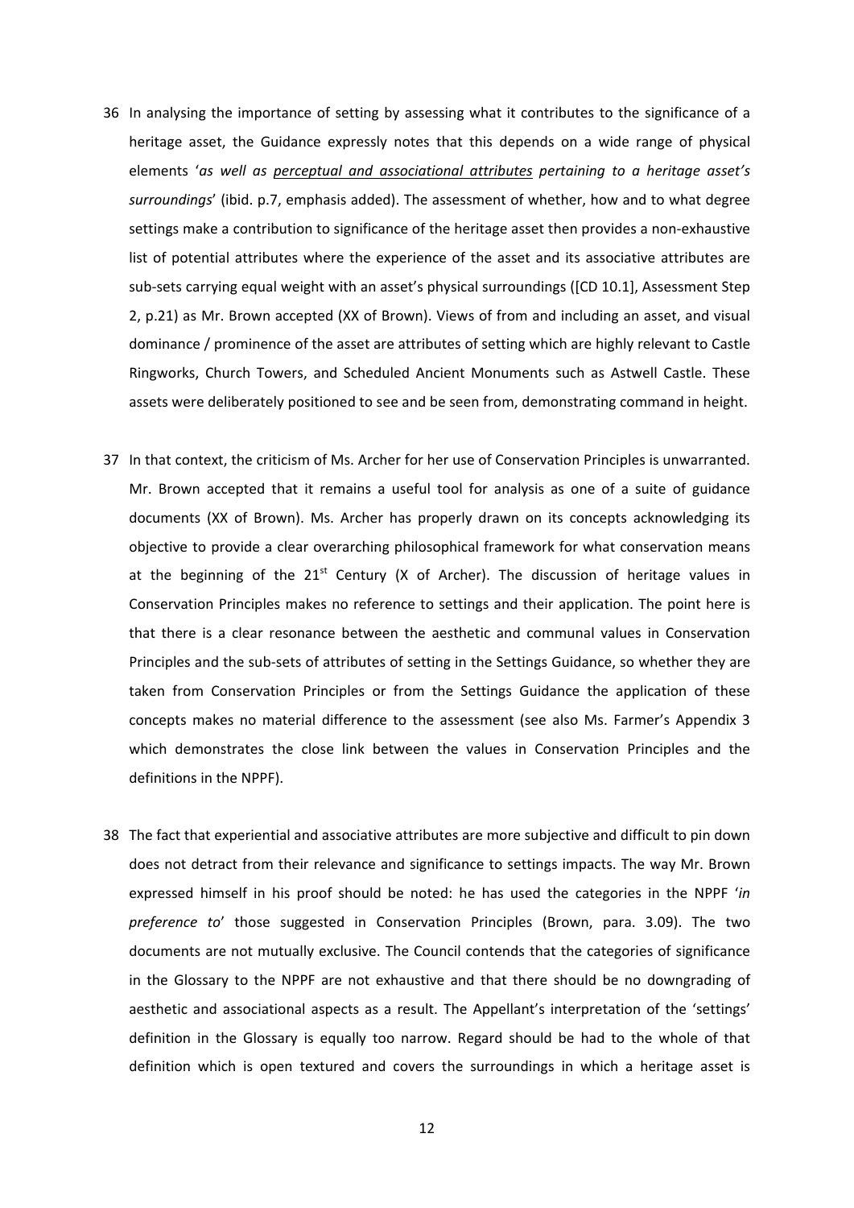36 In analysing the importance of setting by assessing what it contributes to the significance of a heritage asset, the Guidance expressly notes that this depends on a wide range of physical elements '*as well as <u>perceptual and associational attributes</u> pertaining to a heritage asset's surroundings*' (ibid. p.7, emphasis added). The assessment of whether, how and to what degree settings make a contribution to significance of the heritage asset then provides a non-exhaustive list of potential attributes where the experience of the asset and its associative attributes are sub-sets carrying equal weight with an asset's physical surroundings ([CD 10.1], Assessment Step 2, p.21) as Mr. Brown accepted (XX of Brown). Views of from and including an asset, and visual dominance / prominence of the asset are attributes of setting which are highly relevant to Castle Ringworks, Church Towers, and Scheduled Ancient Monuments such as Astwell Castle. These assets were deliberately positioned to see and be seen from, demonstrating command in height.

37 In that context, the criticism of Ms. Archer for her use of Conservation Principles is unwarranted. Mr. Brown accepted that it remains a useful tool for analysis as one of a suite of guidance documents (XX of Brown). Ms. Archer has properly drawn on its concepts acknowledging its objective to provide a clear overarching philosophical framework for what conservation means at the beginning of the 21st Century (X of Archer). The discussion of heritage values in Conservation Principles makes no reference to settings and their application. The point here is that there is a clear resonance between the aesthetic and communal values in Conservation Principles and the sub-sets of attributes of setting in the Settings Guidance, so whether they are taken from Conservation Principles or from the Settings Guidance the application of these concepts makes no material difference to the assessment (see also Ms. Farmer's Appendix 3 which demonstrates the close link between the values in Conservation Principles and the definitions in the NPPF).

38 The fact that experiential and associative attributes are more subjective and difficult to pin down does not detract from their relevance and significance to settings impacts. The way Mr. Brown expressed himself in his proof should be noted: he has used the categories in the NPPF '*in preference to*' those suggested in Conservation Principles (Brown, para. 3.09). The two documents are not mutually exclusive. The Council contends that the categories of significance in the Glossary to the NPPF are not exhaustive and that there should be no downgrading of aesthetic and associational aspects as a result. The Appellant's interpretation of the 'settings' definition in the Glossary is equally too narrow. Regard should be had to the whole of that definition which is open textured and covers the surroundings in which a heritage asset is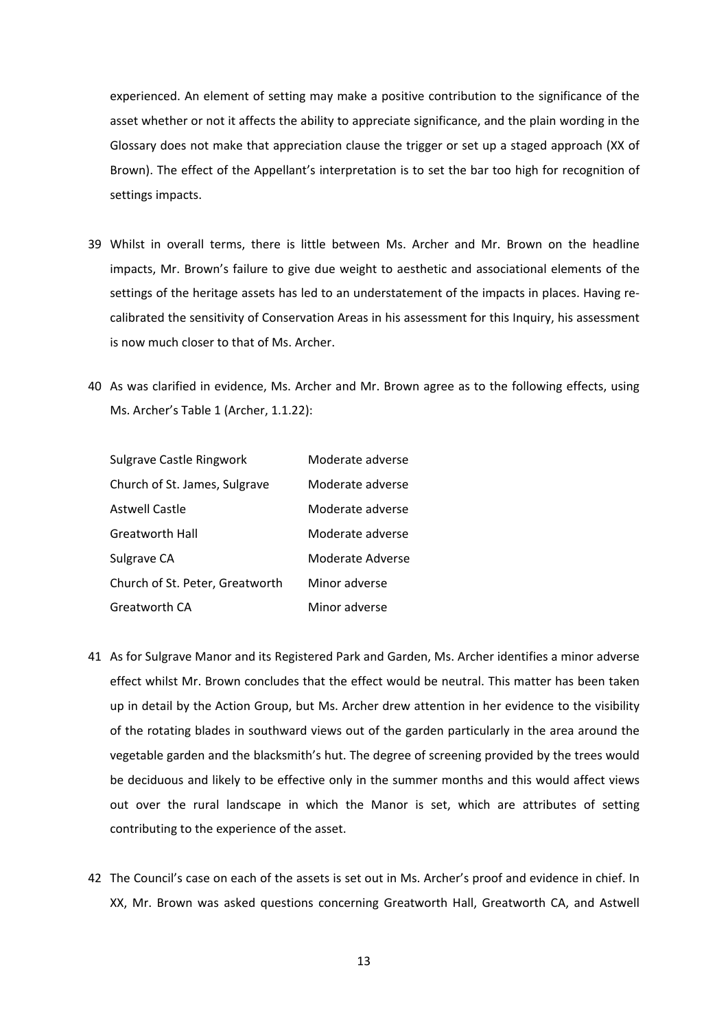experienced. An element of setting may make a positive contribution to the significance of the asset whether or not it affects the ability to appreciate significance, and the plain wording in the Glossary does not make that appreciation clause the trigger or set up a staged approach (XX of Brown). The effect of the Appellant's interpretation is to set the bar too high for recognition of settings impacts.

39 Whilst in overall terms, there is little between Ms. Archer and Mr. Brown on the headline impacts, Mr. Brown's failure to give due weight to aesthetic and associational elements of the settings of the heritage assets has led to an understatement of the impacts in places. Having re-calibrated the sensitivity of Conservation Areas in his assessment for this Inquiry, his assessment is now much closer to that of Ms. Archer.

40 As was clarified in evidence, Ms. Archer and Mr. Brown agree as to the following effects, using Ms. Archer's Table 1 (Archer, 1.1.22):

| | |
|---|---|
| Sulgrave Castle Ringwork | Moderate adverse |
| Church of St. James, Sulgrave | Moderate adverse |
| Astwell Castle | Moderate adverse |
| Greatworth Hall | Moderate adverse |
| Sulgrave CA | Moderate Adverse |
| Church of St. Peter, Greatworth | Minor adverse |
| Greatworth CA | Minor adverse |

41 As for Sulgrave Manor and its Registered Park and Garden, Ms. Archer identifies a minor adverse effect whilst Mr. Brown concludes that the effect would be neutral. This matter has been taken up in detail by the Action Group, but Ms. Archer drew attention in her evidence to the visibility of the rotating blades in southward views out of the garden particularly in the area around the vegetable garden and the blacksmith's hut. The degree of screening provided by the trees would be deciduous and likely to be effective only in the summer months and this would affect views out over the rural landscape in which the Manor is set, which are attributes of setting contributing to the experience of the asset.

42 The Council's case on each of the assets is set out in Ms. Archer's proof and evidence in chief. In XX, Mr. Brown was asked questions concerning Greatworth Hall, Greatworth CA, and Astwell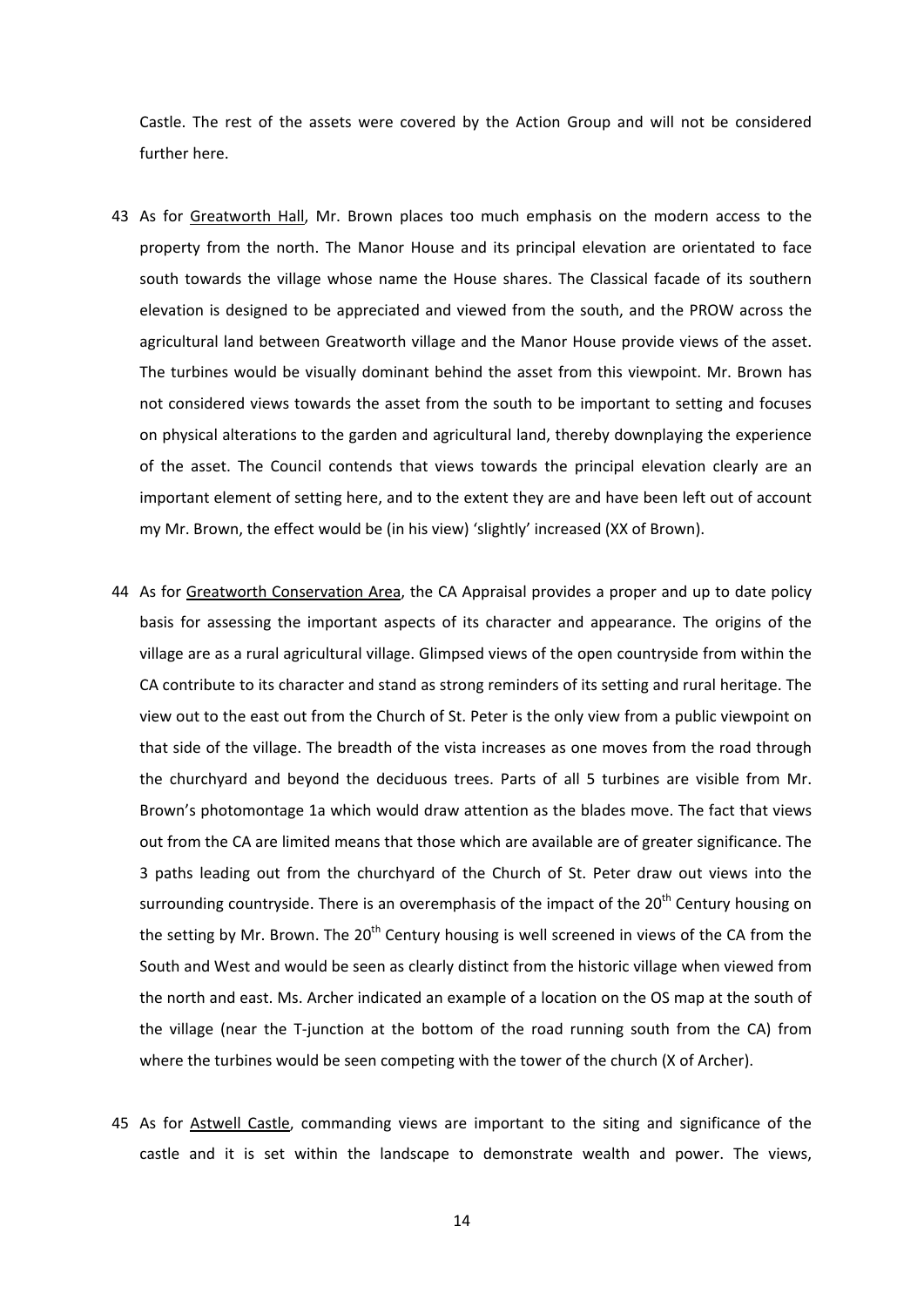Castle. The rest of the assets were covered by the Action Group and will not be considered further here.

43 As for <u>Greatworth Hall</u>, Mr. Brown places too much emphasis on the modern access to the property from the north. The Manor House and its principal elevation are orientated to face south towards the village whose name the House shares. The Classical facade of its southern elevation is designed to be appreciated and viewed from the south, and the PROW across the agricultural land between Greatworth village and the Manor House provide views of the asset. The turbines would be visually dominant behind the asset from this viewpoint. Mr. Brown has not considered views towards the asset from the south to be important to setting and focuses on physical alterations to the garden and agricultural land, thereby downplaying the experience of the asset. The Council contends that views towards the principal elevation clearly are an important element of setting here, and to the extent they are and have been left out of account my Mr. Brown, the effect would be (in his view) 'slightly' increased (XX of Brown).

44 As for <u>Greatworth Conservation Area</u>, the CA Appraisal provides a proper and up to date policy basis for assessing the important aspects of its character and appearance. The origins of the village are as a rural agricultural village. Glimpsed views of the open countryside from within the CA contribute to its character and stand as strong reminders of its setting and rural heritage. The view out to the east out from the Church of St. Peter is the only view from a public viewpoint on that side of the village. The breadth of the vista increases as one moves from the road through the churchyard and beyond the deciduous trees. Parts of all 5 turbines are visible from Mr. Brown's photomontage 1a which would draw attention as the blades move. The fact that views out from the CA are limited means that those which are available are of greater significance. The 3 paths leading out from the churchyard of the Church of St. Peter draw out views into the surrounding countryside. There is an overemphasis of the impact of the 20th Century housing on the setting by Mr. Brown. The 20th Century housing is well screened in views of the CA from the South and West and would be seen as clearly distinct from the historic village when viewed from the north and east. Ms. Archer indicated an example of a location on the OS map at the south of the village (near the T-junction at the bottom of the road running south from the CA) from where the turbines would be seen competing with the tower of the church (X of Archer).

45 As for <u>Astwell Castle</u>, commanding views are important to the siting and significance of the castle and it is set within the landscape to demonstrate wealth and power. The views,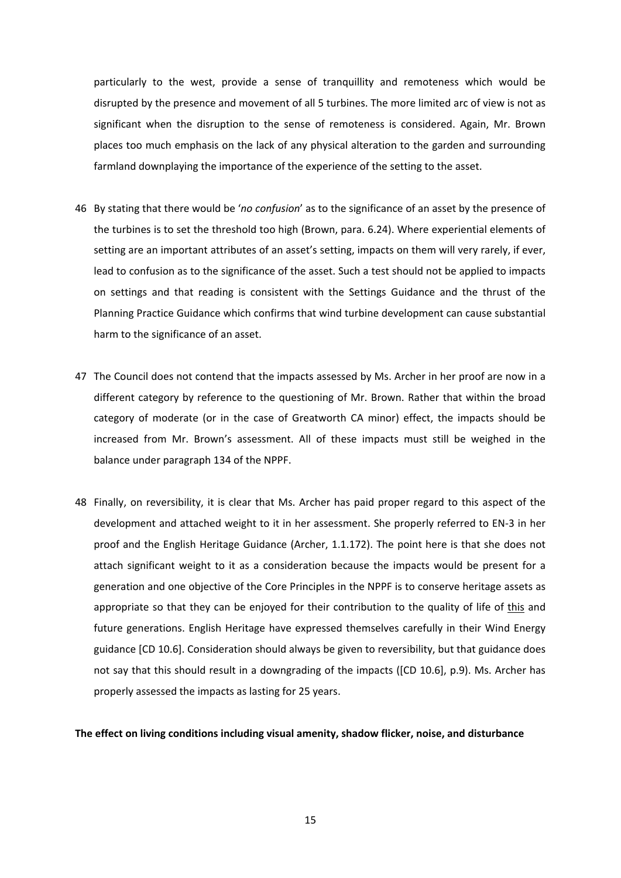particularly to the west, provide a sense of tranquillity and remoteness which would be disrupted by the presence and movement of all 5 turbines. The more limited arc of view is not as significant when the disruption to the sense of remoteness is considered. Again, Mr. Brown places too much emphasis on the lack of any physical alteration to the garden and surrounding farmland downplaying the importance of the experience of the setting to the asset.

46 By stating that there would be '*no confusion*' as to the significance of an asset by the presence of the turbines is to set the threshold too high (Brown, para. 6.24). Where experiential elements of setting are an important attributes of an asset's setting, impacts on them will very rarely, if ever, lead to confusion as to the significance of the asset. Such a test should not be applied to impacts on settings and that reading is consistent with the Settings Guidance and the thrust of the Planning Practice Guidance which confirms that wind turbine development can cause substantial harm to the significance of an asset.

47 The Council does not contend that the impacts assessed by Ms. Archer in her proof are now in a different category by reference to the questioning of Mr. Brown. Rather that within the broad category of moderate (or in the case of Greatworth CA minor) effect, the impacts should be increased from Mr. Brown's assessment. All of these impacts must still be weighed in the balance under paragraph 134 of the NPPF.

48 Finally, on reversibility, it is clear that Ms. Archer has paid proper regard to this aspect of the development and attached weight to it in her assessment. She properly referred to EN-3 in her proof and the English Heritage Guidance (Archer, 1.1.172). The point here is that she does not attach significant weight to it as a consideration because the impacts would be present for a generation and one objective of the Core Principles in the NPPF is to conserve heritage assets as appropriate so that they can be enjoyed for their contribution to the quality of life of <u>this</u> and future generations. English Heritage have expressed themselves carefully in their Wind Energy guidance [CD 10.6]. Consideration should always be given to reversibility, but that guidance does not say that this should result in a downgrading of the impacts ([CD 10.6], p.9). Ms. Archer has properly assessed the impacts as lasting for 25 years.

**The effect on living conditions including visual amenity, shadow flicker, noise, and disturbance**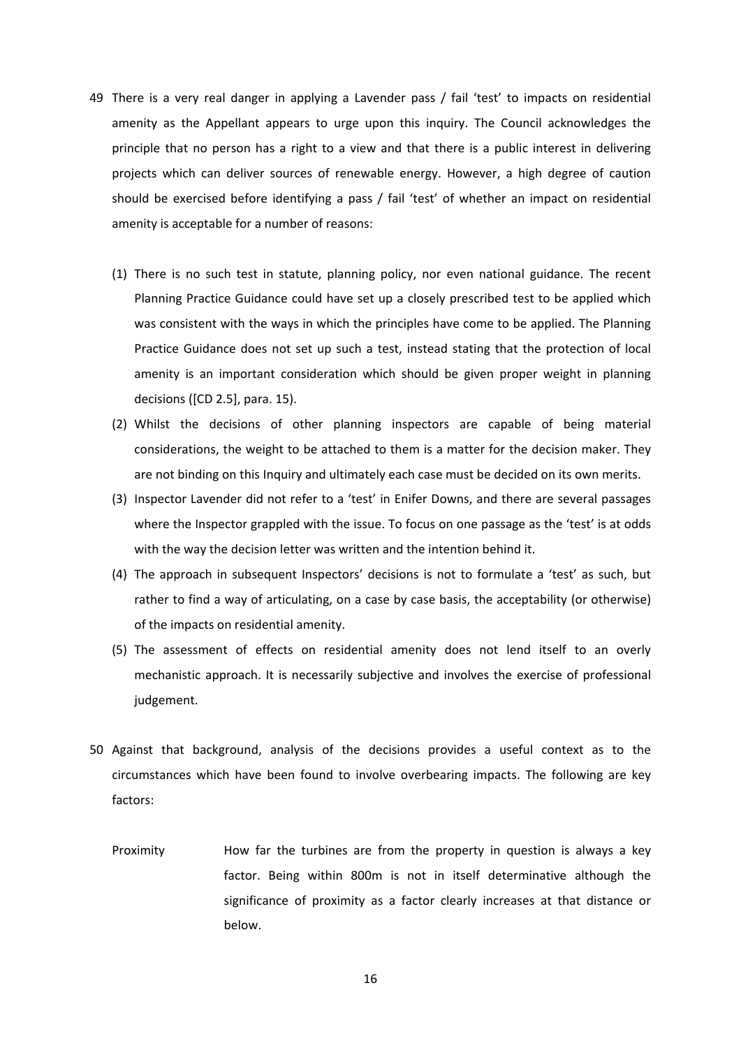49 There is a very real danger in applying a Lavender pass / fail 'test' to impacts on residential amenity as the Appellant appears to urge upon this inquiry. The Council acknowledges the principle that no person has a right to a view and that there is a public interest in delivering projects which can deliver sources of renewable energy. However, a high degree of caution should be exercised before identifying a pass / fail 'test' of whether an impact on residential amenity is acceptable for a number of reasons:

(1) There is no such test in statute, planning policy, nor even national guidance. The recent Planning Practice Guidance could have set up a closely prescribed test to be applied which was consistent with the ways in which the principles have come to be applied. The Planning Practice Guidance does not set up such a test, instead stating that the protection of local amenity is an important consideration which should be given proper weight in planning decisions ([CD 2.5], para. 15).

(2) Whilst the decisions of other planning inspectors are capable of being material considerations, the weight to be attached to them is a matter for the decision maker. They are not binding on this Inquiry and ultimately each case must be decided on its own merits.

(3) Inspector Lavender did not refer to a 'test' in Enifer Downs, and there are several passages where the Inspector grappled with the issue. To focus on one passage as the 'test' is at odds with the way the decision letter was written and the intention behind it.

(4) The approach in subsequent Inspectors' decisions is not to formulate a 'test' as such, but rather to find a way of articulating, on a case by case basis, the acceptability (or otherwise) of the impacts on residential amenity.

(5) The assessment of effects on residential amenity does not lend itself to an overly mechanistic approach. It is necessarily subjective and involves the exercise of professional judgement.

50 Against that background, analysis of the decisions provides a useful context as to the circumstances which have been found to involve overbearing impacts. The following are key factors:

Proximity — How far the turbines are from the property in question is always a key factor. Being within 800m is not in itself determinative although the significance of proximity as a factor clearly increases at that distance or below.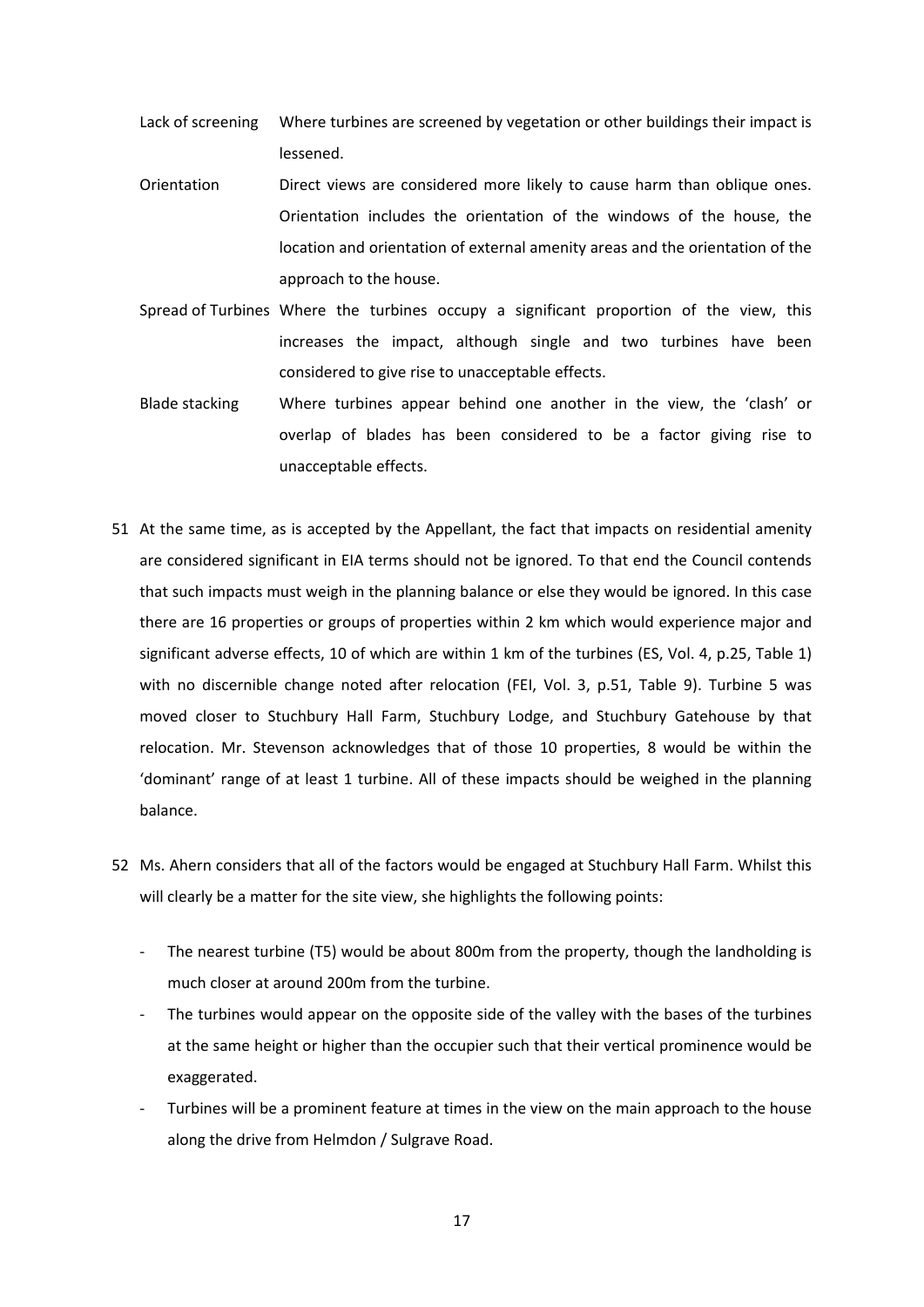| | |
|---|---|
| Lack of screening | Where turbines are screened by vegetation or other buildings their impact is lessened. |
| Orientation | Direct views are considered more likely to cause harm than oblique ones. Orientation includes the orientation of the windows of the house, the location and orientation of external amenity areas and the orientation of the approach to the house. |
| Spread of Turbines | Where the turbines occupy a significant proportion of the view, this increases the impact, although single and two turbines have been considered to give rise to unacceptable effects. |
| Blade stacking | Where turbines appear behind one another in the view, the 'clash' or overlap of blades has been considered to be a factor giving rise to unacceptable effects. |

51 At the same time, as is accepted by the Appellant, the fact that impacts on residential amenity are considered significant in EIA terms should not be ignored. To that end the Council contends that such impacts must weigh in the planning balance or else they would be ignored. In this case there are 16 properties or groups of properties within 2 km which would experience major and significant adverse effects, 10 of which are within 1 km of the turbines (ES, Vol. 4, p.25, Table 1) with no discernible change noted after relocation (FEI, Vol. 3, p.51, Table 9). Turbine 5 was moved closer to Stuchbury Hall Farm, Stuchbury Lodge, and Stuchbury Gatehouse by that relocation. Mr. Stevenson acknowledges that of those 10 properties, 8 would be within the 'dominant' range of at least 1 turbine. All of these impacts should be weighed in the planning balance.

52 Ms. Ahern considers that all of the factors would be engaged at Stuchbury Hall Farm. Whilst this will clearly be a matter for the site view, she highlights the following points:

- The nearest turbine (T5) would be about 800m from the property, though the landholding is much closer at around 200m from the turbine.
- The turbines would appear on the opposite side of the valley with the bases of the turbines at the same height or higher than the occupier such that their vertical prominence would be exaggerated.
- Turbines will be a prominent feature at times in the view on the main approach to the house along the drive from Helmdon / Sulgrave Road.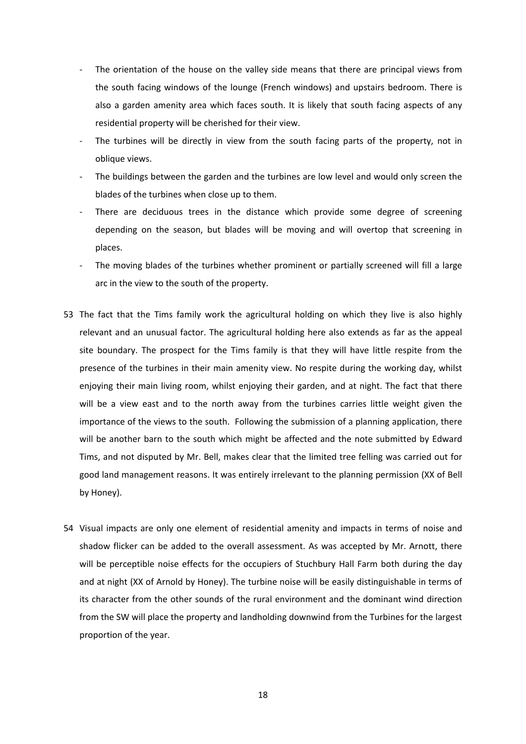- The orientation of the house on the valley side means that there are principal views from the south facing windows of the lounge (French windows) and upstairs bedroom. There is also a garden amenity area which faces south. It is likely that south facing aspects of any residential property will be cherished for their view.
- The turbines will be directly in view from the south facing parts of the property, not in oblique views.
- The buildings between the garden and the turbines are low level and would only screen the blades of the turbines when close up to them.
- There are deciduous trees in the distance which provide some degree of screening depending on the season, but blades will be moving and will overtop that screening in places.
- The moving blades of the turbines whether prominent or partially screened will fill a large arc in the view to the south of the property.

53 The fact that the Tims family work the agricultural holding on which they live is also highly relevant and an unusual factor. The agricultural holding here also extends as far as the appeal site boundary. The prospect for the Tims family is that they will have little respite from the presence of the turbines in their main amenity view. No respite during the working day, whilst enjoying their main living room, whilst enjoying their garden, and at night. The fact that there will be a view east and to the north away from the turbines carries little weight given the importance of the views to the south. Following the submission of a planning application, there will be another barn to the south which might be affected and the note submitted by Edward Tims, and not disputed by Mr. Bell, makes clear that the limited tree felling was carried out for good land management reasons. It was entirely irrelevant to the planning permission (XX of Bell by Honey).

54 Visual impacts are only one element of residential amenity and impacts in terms of noise and shadow flicker can be added to the overall assessment. As was accepted by Mr. Arnott, there will be perceptible noise effects for the occupiers of Stuchbury Hall Farm both during the day and at night (XX of Arnold by Honey). The turbine noise will be easily distinguishable in terms of its character from the other sounds of the rural environment and the dominant wind direction from the SW will place the property and landholding downwind from the Turbines for the largest proportion of the year.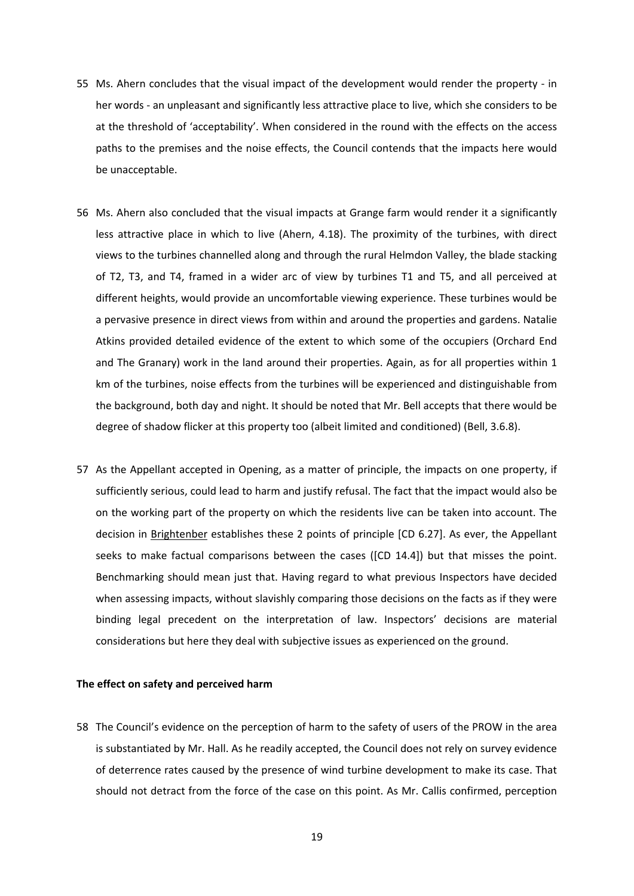55 Ms. Ahern concludes that the visual impact of the development would render the property - in her words - an unpleasant and significantly less attractive place to live, which she considers to be at the threshold of 'acceptability'. When considered in the round with the effects on the access paths to the premises and the noise effects, the Council contends that the impacts here would be unacceptable.

56 Ms. Ahern also concluded that the visual impacts at Grange farm would render it a significantly less attractive place in which to live (Ahern, 4.18). The proximity of the turbines, with direct views to the turbines channelled along and through the rural Helmdon Valley, the blade stacking of T2, T3, and T4, framed in a wider arc of view by turbines T1 and T5, and all perceived at different heights, would provide an uncomfortable viewing experience. These turbines would be a pervasive presence in direct views from within and around the properties and gardens. Natalie Atkins provided detailed evidence of the extent to which some of the occupiers (Orchard End and The Granary) work in the land around their properties. Again, as for all properties within 1 km of the turbines, noise effects from the turbines will be experienced and distinguishable from the background, both day and night. It should be noted that Mr. Bell accepts that there would be degree of shadow flicker at this property too (albeit limited and conditioned) (Bell, 3.6.8).

57 As the Appellant accepted in Opening, as a matter of principle, the impacts on one property, if sufficiently serious, could lead to harm and justify refusal. The fact that the impact would also be on the working part of the property on which the residents live can be taken into account. The decision in Brightenber establishes these 2 points of principle [CD 6.27]. As ever, the Appellant seeks to make factual comparisons between the cases ([CD 14.4]) but that misses the point. Benchmarking should mean just that. Having regard to what previous Inspectors have decided when assessing impacts, without slavishly comparing those decisions on the facts as if they were binding legal precedent on the interpretation of law. Inspectors' decisions are material considerations but here they deal with subjective issues as experienced on the ground.

**The effect on safety and perceived harm**

58 The Council's evidence on the perception of harm to the safety of users of the PROW in the area is substantiated by Mr. Hall. As he readily accepted, the Council does not rely on survey evidence of deterrence rates caused by the presence of wind turbine development to make its case. That should not detract from the force of the case on this point. As Mr. Callis confirmed, perception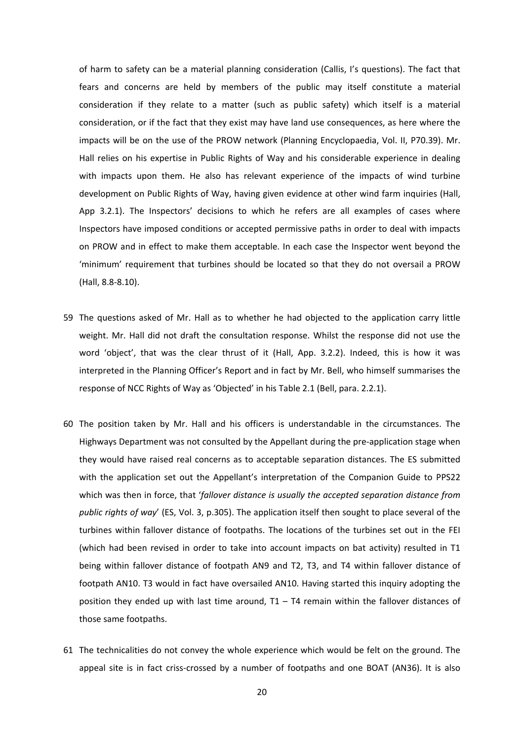of harm to safety can be a material planning consideration (Callis, I's questions). The fact that fears and concerns are held by members of the public may itself constitute a material consideration if they relate to a matter (such as public safety) which itself is a material consideration, or if the fact that they exist may have land use consequences, as here where the impacts will be on the use of the PROW network (Planning Encyclopaedia, Vol. II, P70.39). Mr. Hall relies on his expertise in Public Rights of Way and his considerable experience in dealing with impacts upon them. He also has relevant experience of the impacts of wind turbine development on Public Rights of Way, having given evidence at other wind farm inquiries (Hall, App 3.2.1). The Inspectors' decisions to which he refers are all examples of cases where Inspectors have imposed conditions or accepted permissive paths in order to deal with impacts on PROW and in effect to make them acceptable. In each case the Inspector went beyond the 'minimum' requirement that turbines should be located so that they do not oversail a PROW (Hall, 8.8-8.10).

59 The questions asked of Mr. Hall as to whether he had objected to the application carry little weight. Mr. Hall did not draft the consultation response. Whilst the response did not use the word 'object', that was the clear thrust of it (Hall, App. 3.2.2). Indeed, this is how it was interpreted in the Planning Officer's Report and in fact by Mr. Bell, who himself summarises the response of NCC Rights of Way as 'Objected' in his Table 2.1 (Bell, para. 2.2.1).

60 The position taken by Mr. Hall and his officers is understandable in the circumstances. The Highways Department was not consulted by the Appellant during the pre-application stage when they would have raised real concerns as to acceptable separation distances. The ES submitted with the application set out the Appellant's interpretation of the Companion Guide to PPS22 which was then in force, that '*fallover distance is usually the accepted separation distance from public rights of way*' (ES, Vol. 3, p.305). The application itself then sought to place several of the turbines within fallover distance of footpaths. The locations of the turbines set out in the FEI (which had been revised in order to take into account impacts on bat activity) resulted in T1 being within fallover distance of footpath AN9 and T2, T3, and T4 within fallover distance of footpath AN10. T3 would in fact have oversailed AN10. Having started this inquiry adopting the position they ended up with last time around, T1 – T4 remain within the fallover distances of those same footpaths.

61 The technicalities do not convey the whole experience which would be felt on the ground. The appeal site is in fact criss-crossed by a number of footpaths and one BOAT (AN36). It is also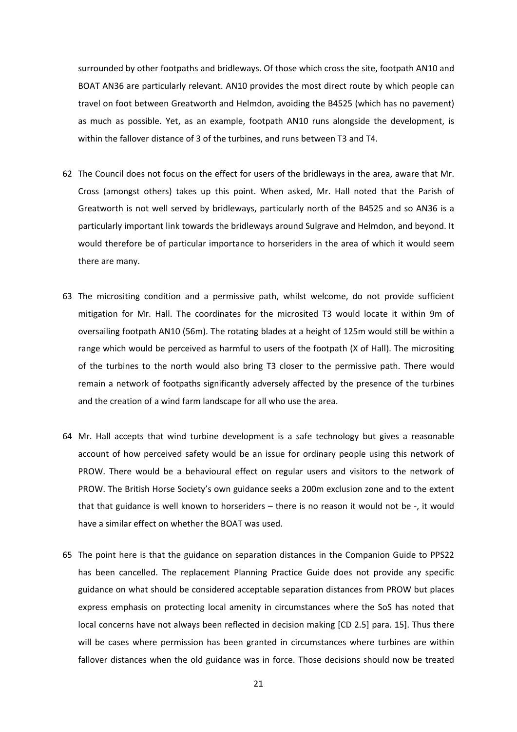surrounded by other footpaths and bridleways. Of those which cross the site, footpath AN10 and BOAT AN36 are particularly relevant. AN10 provides the most direct route by which people can travel on foot between Greatworth and Helmdon, avoiding the B4525 (which has no pavement) as much as possible. Yet, as an example, footpath AN10 runs alongside the development, is within the fallover distance of 3 of the turbines, and runs between T3 and T4.

62 The Council does not focus on the effect for users of the bridleways in the area, aware that Mr. Cross (amongst others) takes up this point. When asked, Mr. Hall noted that the Parish of Greatworth is not well served by bridleways, particularly north of the B4525 and so AN36 is a particularly important link towards the bridleways around Sulgrave and Helmdon, and beyond. It would therefore be of particular importance to horseriders in the area of which it would seem there are many.

63 The micrositing condition and a permissive path, whilst welcome, do not provide sufficient mitigation for Mr. Hall. The coordinates for the microsited T3 would locate it within 9m of oversailing footpath AN10 (56m). The rotating blades at a height of 125m would still be within a range which would be perceived as harmful to users of the footpath (X of Hall). The micrositing of the turbines to the north would also bring T3 closer to the permissive path. There would remain a network of footpaths significantly adversely affected by the presence of the turbines and the creation of a wind farm landscape for all who use the area.

64 Mr. Hall accepts that wind turbine development is a safe technology but gives a reasonable account of how perceived safety would be an issue for ordinary people using this network of PROW. There would be a behavioural effect on regular users and visitors to the network of PROW. The British Horse Society's own guidance seeks a 200m exclusion zone and to the extent that that guidance is well known to horseriders – there is no reason it would not be -, it would have a similar effect on whether the BOAT was used.

65 The point here is that the guidance on separation distances in the Companion Guide to PPS22 has been cancelled. The replacement Planning Practice Guide does not provide any specific guidance on what should be considered acceptable separation distances from PROW but places express emphasis on protecting local amenity in circumstances where the SoS has noted that local concerns have not always been reflected in decision making [CD 2.5] para. 15]. Thus there will be cases where permission has been granted in circumstances where turbines are within fallover distances when the old guidance was in force. Those decisions should now be treated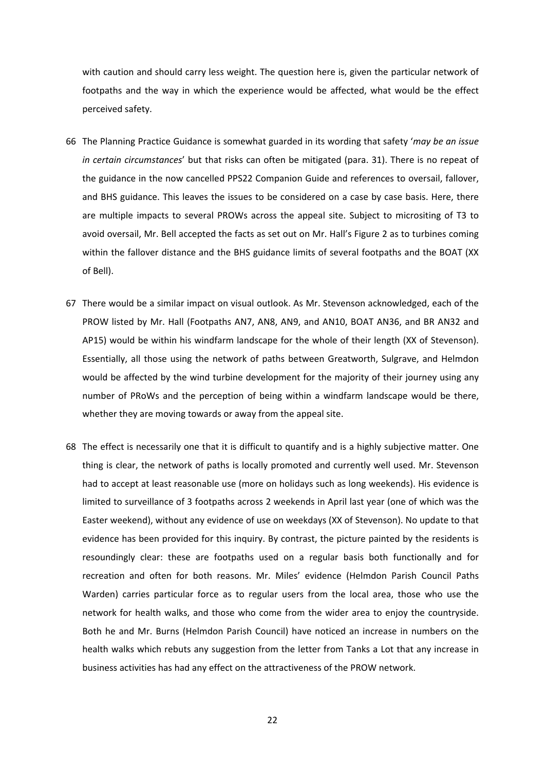with caution and should carry less weight. The question here is, given the particular network of footpaths and the way in which the experience would be affected, what would be the effect perceived safety.

66 The Planning Practice Guidance is somewhat guarded in its wording that safety '*may be an issue in certain circumstances*' but that risks can often be mitigated (para. 31). There is no repeat of the guidance in the now cancelled PPS22 Companion Guide and references to oversail, fallover, and BHS guidance. This leaves the issues to be considered on a case by case basis. Here, there are multiple impacts to several PROWs across the appeal site. Subject to micrositing of T3 to avoid oversail, Mr. Bell accepted the facts as set out on Mr. Hall's Figure 2 as to turbines coming within the fallover distance and the BHS guidance limits of several footpaths and the BOAT (XX of Bell).

67 There would be a similar impact on visual outlook. As Mr. Stevenson acknowledged, each of the PROW listed by Mr. Hall (Footpaths AN7, AN8, AN9, and AN10, BOAT AN36, and BR AN32 and AP15) would be within his windfarm landscape for the whole of their length (XX of Stevenson). Essentially, all those using the network of paths between Greatworth, Sulgrave, and Helmdon would be affected by the wind turbine development for the majority of their journey using any number of PRoWs and the perception of being within a windfarm landscape would be there, whether they are moving towards or away from the appeal site.

68 The effect is necessarily one that it is difficult to quantify and is a highly subjective matter. One thing is clear, the network of paths is locally promoted and currently well used. Mr. Stevenson had to accept at least reasonable use (more on holidays such as long weekends). His evidence is limited to surveillance of 3 footpaths across 2 weekends in April last year (one of which was the Easter weekend), without any evidence of use on weekdays (XX of Stevenson). No update to that evidence has been provided for this inquiry. By contrast, the picture painted by the residents is resoundingly clear: these are footpaths used on a regular basis both functionally and for recreation and often for both reasons. Mr. Miles' evidence (Helmdon Parish Council Paths Warden) carries particular force as to regular users from the local area, those who use the network for health walks, and those who come from the wider area to enjoy the countryside. Both he and Mr. Burns (Helmdon Parish Council) have noticed an increase in numbers on the health walks which rebuts any suggestion from the letter from Tanks a Lot that any increase in business activities has had any effect on the attractiveness of the PROW network.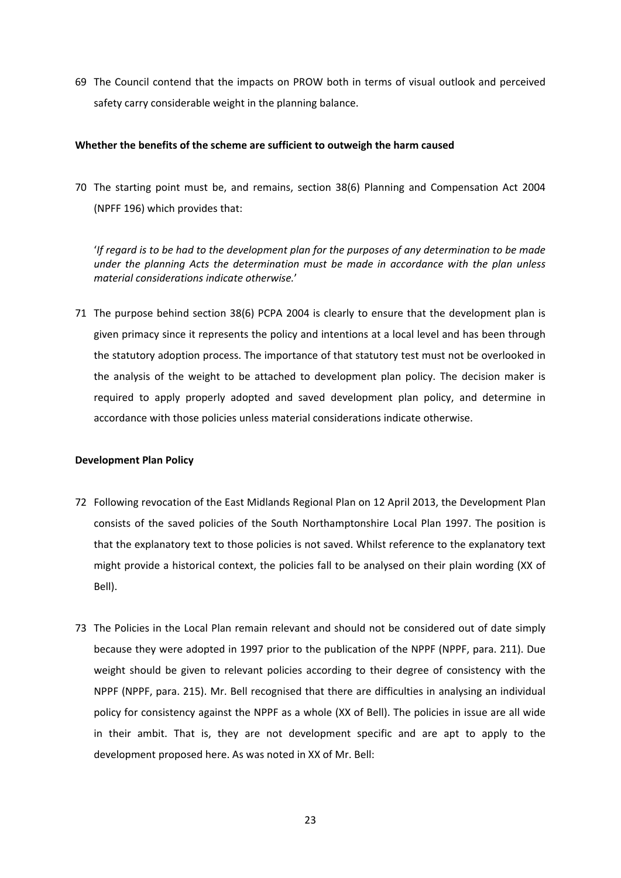69 The Council contend that the impacts on PROW both in terms of visual outlook and perceived safety carry considerable weight in the planning balance.

**Whether the benefits of the scheme are sufficient to outweigh the harm caused**

70 The starting point must be, and remains, section 38(6) Planning and Compensation Act 2004 (NPFF 196) which provides that:

'*If regard is to be had to the development plan for the purposes of any determination to be made under the planning Acts the determination must be made in accordance with the plan unless material considerations indicate otherwise.*'

71 The purpose behind section 38(6) PCPA 2004 is clearly to ensure that the development plan is given primacy since it represents the policy and intentions at a local level and has been through the statutory adoption process. The importance of that statutory test must not be overlooked in the analysis of the weight to be attached to development plan policy. The decision maker is required to apply properly adopted and saved development plan policy, and determine in accordance with those policies unless material considerations indicate otherwise.

**Development Plan Policy**

72 Following revocation of the East Midlands Regional Plan on 12 April 2013, the Development Plan consists of the saved policies of the South Northamptonshire Local Plan 1997. The position is that the explanatory text to those policies is not saved. Whilst reference to the explanatory text might provide a historical context, the policies fall to be analysed on their plain wording (XX of Bell).

73 The Policies in the Local Plan remain relevant and should not be considered out of date simply because they were adopted in 1997 prior to the publication of the NPPF (NPPF, para. 211). Due weight should be given to relevant policies according to their degree of consistency with the NPPF (NPPF, para. 215). Mr. Bell recognised that there are difficulties in analysing an individual policy for consistency against the NPPF as a whole (XX of Bell). The policies in issue are all wide in their ambit. That is, they are not development specific and are apt to apply to the development proposed here. As was noted in XX of Mr. Bell: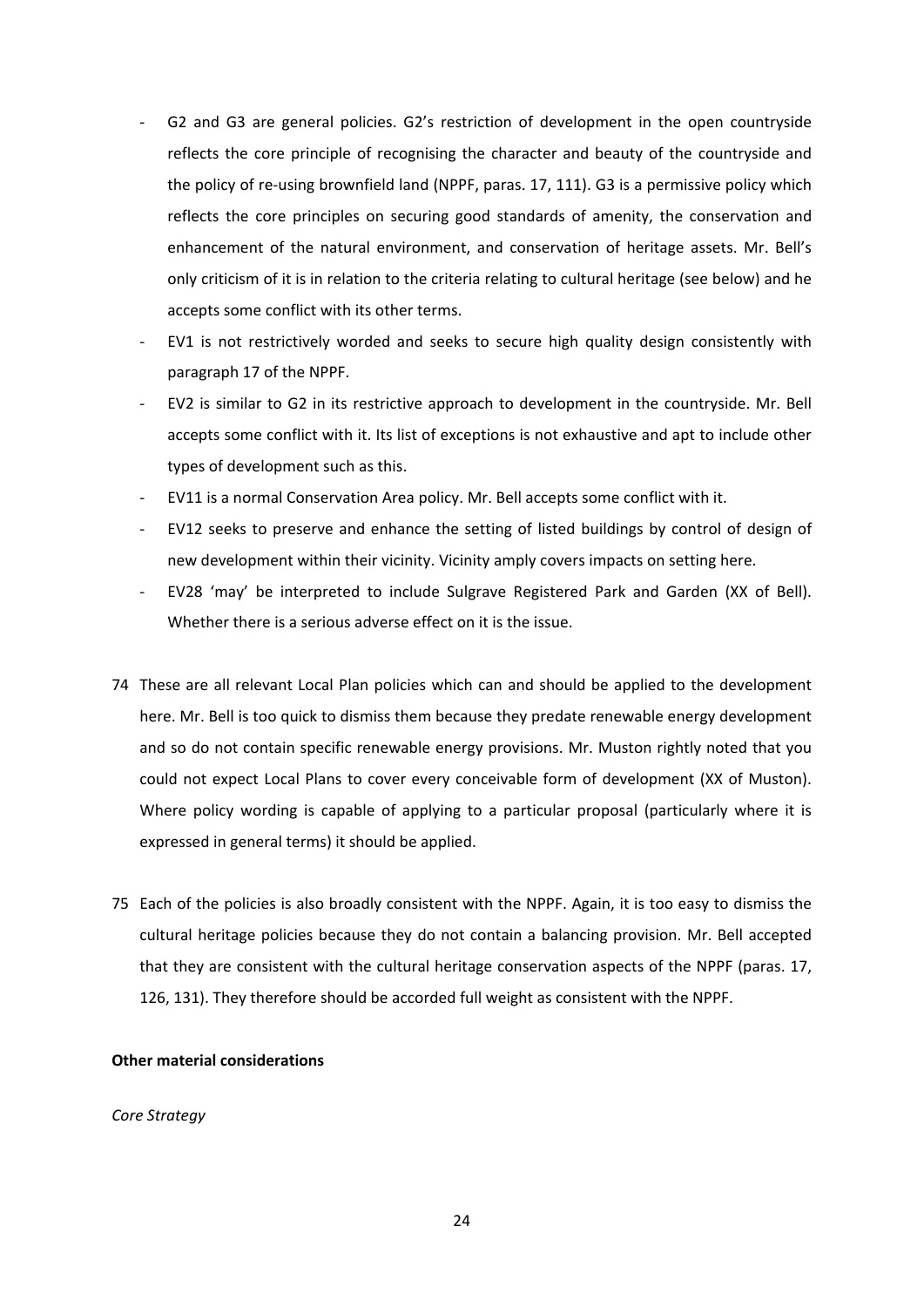- G2 and G3 are general policies. G2's restriction of development in the open countryside reflects the core principle of recognising the character and beauty of the countryside and the policy of re-using brownfield land (NPPF, paras. 17, 111). G3 is a permissive policy which reflects the core principles on securing good standards of amenity, the conservation and enhancement of the natural environment, and conservation of heritage assets. Mr. Bell's only criticism of it is in relation to the criteria relating to cultural heritage (see below) and he accepts some conflict with its other terms.
- EV1 is not restrictively worded and seeks to secure high quality design consistently with paragraph 17 of the NPPF.
- EV2 is similar to G2 in its restrictive approach to development in the countryside. Mr. Bell accepts some conflict with it. Its list of exceptions is not exhaustive and apt to include other types of development such as this.
- EV11 is a normal Conservation Area policy. Mr. Bell accepts some conflict with it.
- EV12 seeks to preserve and enhance the setting of listed buildings by control of design of new development within their vicinity. Vicinity amply covers impacts on setting here.
- EV28 'may' be interpreted to include Sulgrave Registered Park and Garden (XX of Bell). Whether there is a serious adverse effect on it is the issue.

74 These are all relevant Local Plan policies which can and should be applied to the development here. Mr. Bell is too quick to dismiss them because they predate renewable energy development and so do not contain specific renewable energy provisions. Mr. Muston rightly noted that you could not expect Local Plans to cover every conceivable form of development (XX of Muston). Where policy wording is capable of applying to a particular proposal (particularly where it is expressed in general terms) it should be applied.

75 Each of the policies is also broadly consistent with the NPPF. Again, it is too easy to dismiss the cultural heritage policies because they do not contain a balancing provision. Mr. Bell accepted that they are consistent with the cultural heritage conservation aspects of the NPPF (paras. 17, 126, 131). They therefore should be accorded full weight as consistent with the NPPF.

**Other material considerations**

*Core Strategy*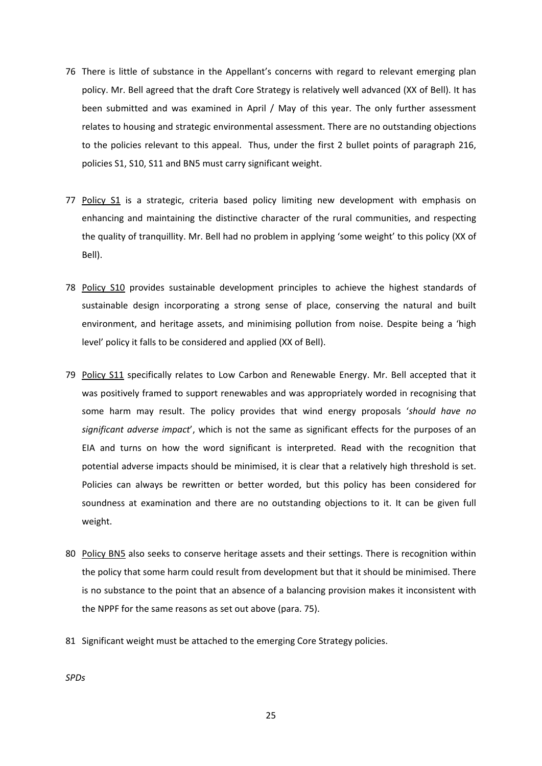76 There is little of substance in the Appellant's concerns with regard to relevant emerging plan policy. Mr. Bell agreed that the draft Core Strategy is relatively well advanced (XX of Bell). It has been submitted and was examined in April / May of this year. The only further assessment relates to housing and strategic environmental assessment. There are no outstanding objections to the policies relevant to this appeal. Thus, under the first 2 bullet points of paragraph 216, policies S1, S10, S11 and BN5 must carry significant weight.

77 Policy S1 is a strategic, criteria based policy limiting new development with emphasis on enhancing and maintaining the distinctive character of the rural communities, and respecting the quality of tranquillity. Mr. Bell had no problem in applying 'some weight' to this policy (XX of Bell).

78 Policy S10 provides sustainable development principles to achieve the highest standards of sustainable design incorporating a strong sense of place, conserving the natural and built environment, and heritage assets, and minimising pollution from noise. Despite being a 'high level' policy it falls to be considered and applied (XX of Bell).

79 Policy S11 specifically relates to Low Carbon and Renewable Energy. Mr. Bell accepted that it was positively framed to support renewables and was appropriately worded in recognising that some harm may result. The policy provides that wind energy proposals '*should have no significant adverse impact*', which is not the same as significant effects for the purposes of an EIA and turns on how the word significant is interpreted. Read with the recognition that potential adverse impacts should be minimised, it is clear that a relatively high threshold is set. Policies can always be rewritten or better worded, but this policy has been considered for soundness at examination and there are no outstanding objections to it. It can be given full weight.

80 Policy BN5 also seeks to conserve heritage assets and their settings. There is recognition within the policy that some harm could result from development but that it should be minimised. There is no substance to the point that an absence of a balancing provision makes it inconsistent with the NPPF for the same reasons as set out above (para. 75).

81 Significant weight must be attached to the emerging Core Strategy policies.

*SPDs*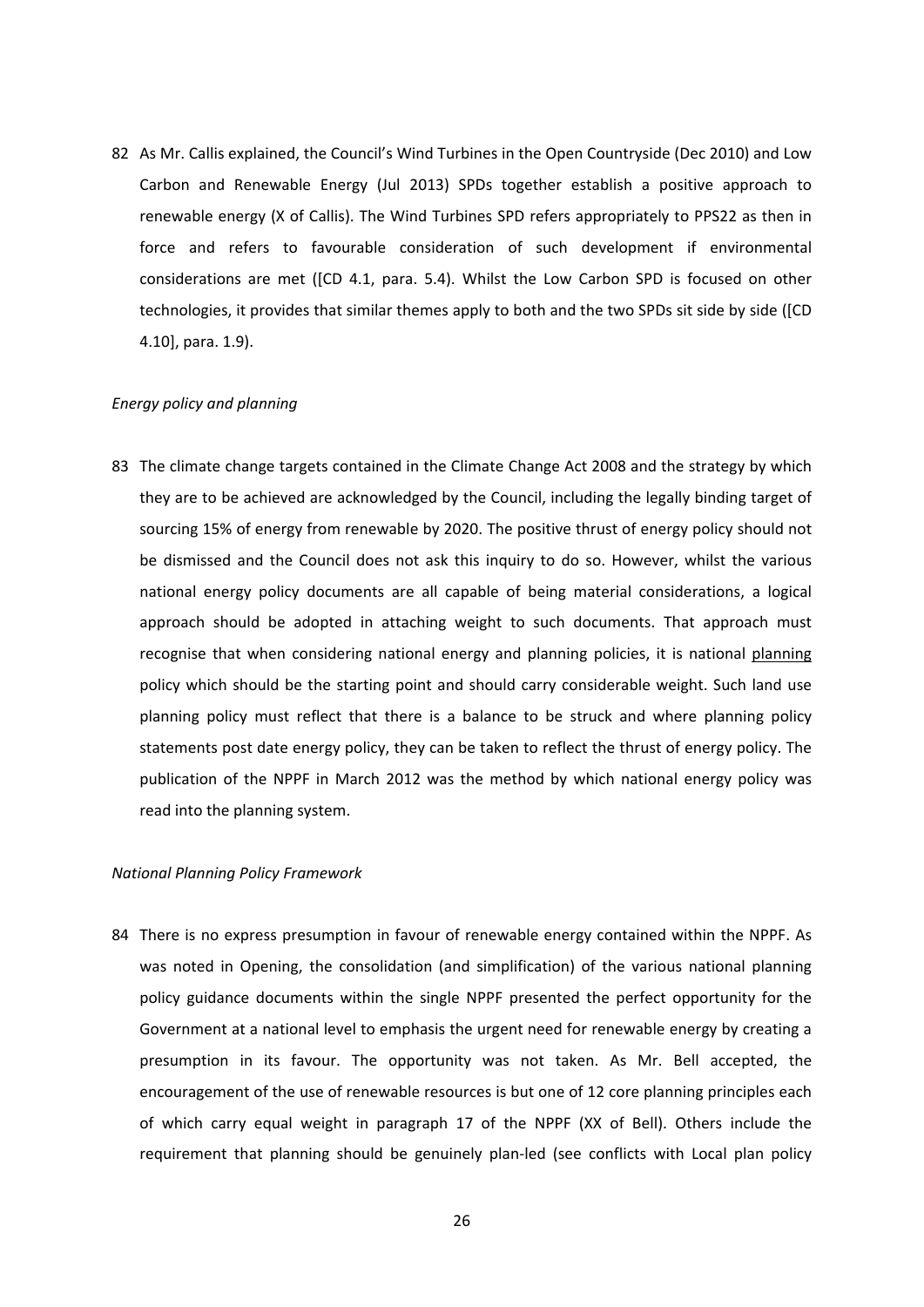82 As Mr. Callis explained, the Council's Wind Turbines in the Open Countryside (Dec 2010) and Low Carbon and Renewable Energy (Jul 2013) SPDs together establish a positive approach to renewable energy (X of Callis). The Wind Turbines SPD refers appropriately to PPS22 as then in force and refers to favourable consideration of such development if environmental considerations are met ([CD 4.1, para. 5.4). Whilst the Low Carbon SPD is focused on other technologies, it provides that similar themes apply to both and the two SPDs sit side by side ([CD 4.10], para. 1.9).

*Energy policy and planning*

83 The climate change targets contained in the Climate Change Act 2008 and the strategy by which they are to be achieved are acknowledged by the Council, including the legally binding target of sourcing 15% of energy from renewable by 2020. The positive thrust of energy policy should not be dismissed and the Council does not ask this inquiry to do so. However, whilst the various national energy policy documents are all capable of being material considerations, a logical approach should be adopted in attaching weight to such documents. That approach must recognise that when considering national energy and planning policies, it is national <u>planning</u> policy which should be the starting point and should carry considerable weight. Such land use planning policy must reflect that there is a balance to be struck and where planning policy statements post date energy policy, they can be taken to reflect the thrust of energy policy. The publication of the NPPF in March 2012 was the method by which national energy policy was read into the planning system.

*National Planning Policy Framework*

84 There is no express presumption in favour of renewable energy contained within the NPPF. As was noted in Opening, the consolidation (and simplification) of the various national planning policy guidance documents within the single NPPF presented the perfect opportunity for the Government at a national level to emphasis the urgent need for renewable energy by creating a presumption in its favour. The opportunity was not taken. As Mr. Bell accepted, the encouragement of the use of renewable resources is but one of 12 core planning principles each of which carry equal weight in paragraph 17 of the NPPF (XX of Bell). Others include the requirement that planning should be genuinely plan-led (see conflicts with Local plan policy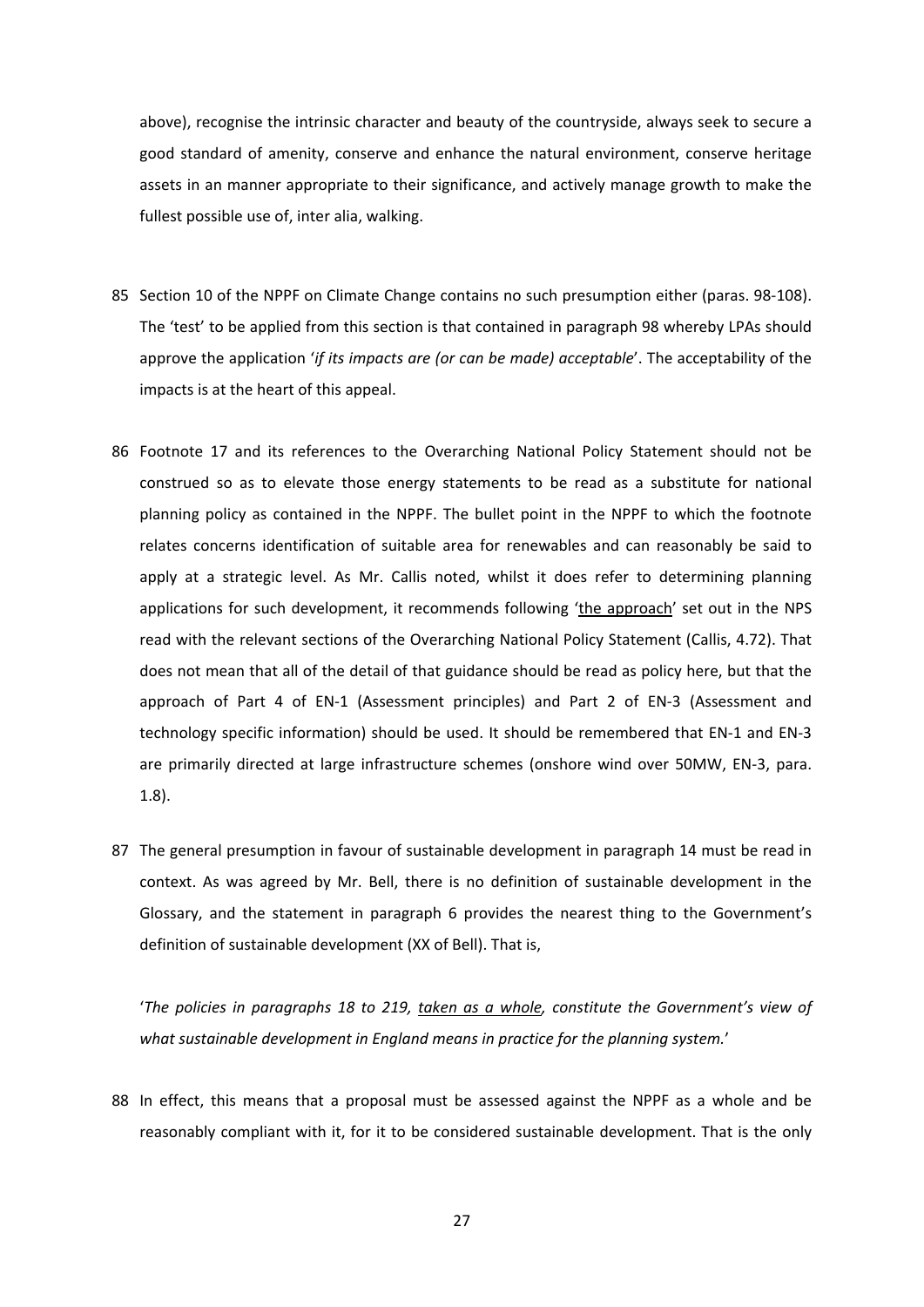above), recognise the intrinsic character and beauty of the countryside, always seek to secure a good standard of amenity, conserve and enhance the natural environment, conserve heritage assets in an manner appropriate to their significance, and actively manage growth to make the fullest possible use of, inter alia, walking.

85 Section 10 of the NPPF on Climate Change contains no such presumption either (paras. 98-108). The 'test' to be applied from this section is that contained in paragraph 98 whereby LPAs should approve the application '*if its impacts are (or can be made) acceptable*'. The acceptability of the impacts is at the heart of this appeal.

86 Footnote 17 and its references to the Overarching National Policy Statement should not be construed so as to elevate those energy statements to be read as a substitute for national planning policy as contained in the NPPF. The bullet point in the NPPF to which the footnote relates concerns identification of suitable area for renewables and can reasonably be said to apply at a strategic level. As Mr. Callis noted, whilst it does refer to determining planning applications for such development, it recommends following '<u>the approach</u>' set out in the NPS read with the relevant sections of the Overarching National Policy Statement (Callis, 4.72). That does not mean that all of the detail of that guidance should be read as policy here, but that the approach of Part 4 of EN-1 (Assessment principles) and Part 2 of EN-3 (Assessment and technology specific information) should be used. It should be remembered that EN-1 and EN-3 are primarily directed at large infrastructure schemes (onshore wind over 50MW, EN-3, para. 1.8).

87 The general presumption in favour of sustainable development in paragraph 14 must be read in context. As was agreed by Mr. Bell, there is no definition of sustainable development in the Glossary, and the statement in paragraph 6 provides the nearest thing to the Government's definition of sustainable development (XX of Bell). That is,

'*The policies in paragraphs 18 to 219, <u>taken as a whole</u>, constitute the Government's view of what sustainable development in England means in practice for the planning system.*'

88 In effect, this means that a proposal must be assessed against the NPPF as a whole and be reasonably compliant with it, for it to be considered sustainable development. That is the only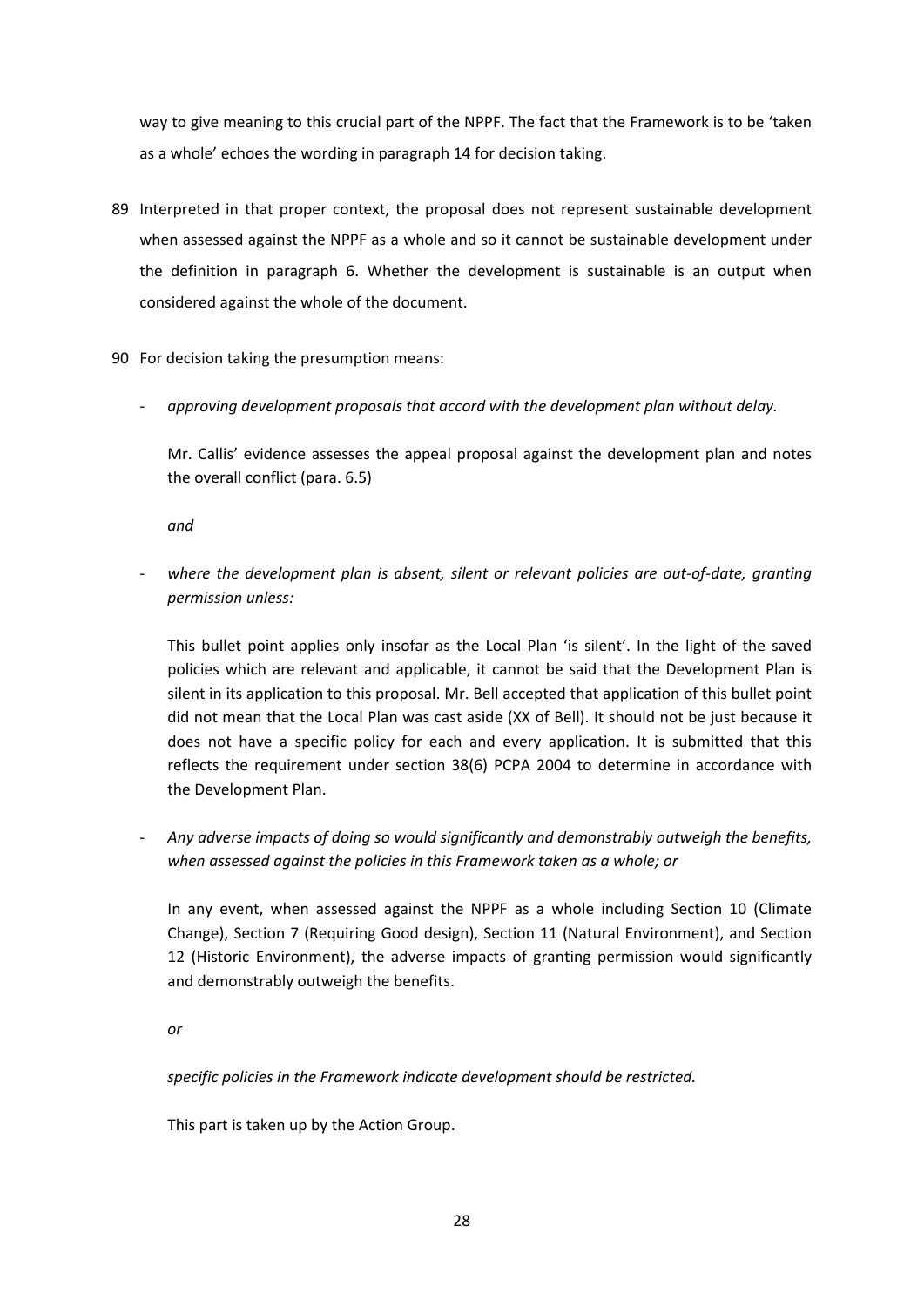way to give meaning to this crucial part of the NPPF. The fact that the Framework is to be 'taken as a whole' echoes the wording in paragraph 14 for decision taking.

89 Interpreted in that proper context, the proposal does not represent sustainable development when assessed against the NPPF as a whole and so it cannot be sustainable development under the definition in paragraph 6. Whether the development is sustainable is an output when considered against the whole of the document.

90 For decision taking the presumption means:

- *approving development proposals that accord with the development plan without delay.*

  Mr. Callis' evidence assesses the appeal proposal against the development plan and notes the overall conflict (para. 6.5)

  *and*

- *where the development plan is absent, silent or relevant policies are out-of-date, granting permission unless:*

  This bullet point applies only insofar as the Local Plan 'is silent'. In the light of the saved policies which are relevant and applicable, it cannot be said that the Development Plan is silent in its application to this proposal. Mr. Bell accepted that application of this bullet point did not mean that the Local Plan was cast aside (XX of Bell). It should not be just because it does not have a specific policy for each and every application. It is submitted that this reflects the requirement under section 38(6) PCPA 2004 to determine in accordance with the Development Plan.

- *Any adverse impacts of doing so would significantly and demonstrably outweigh the benefits, when assessed against the policies in this Framework taken as a whole; or*

  In any event, when assessed against the NPPF as a whole including Section 10 (Climate Change), Section 7 (Requiring Good design), Section 11 (Natural Environment), and Section 12 (Historic Environment), the adverse impacts of granting permission would significantly and demonstrably outweigh the benefits.

  *or*

  *specific policies in the Framework indicate development should be restricted.*

  This part is taken up by the Action Group.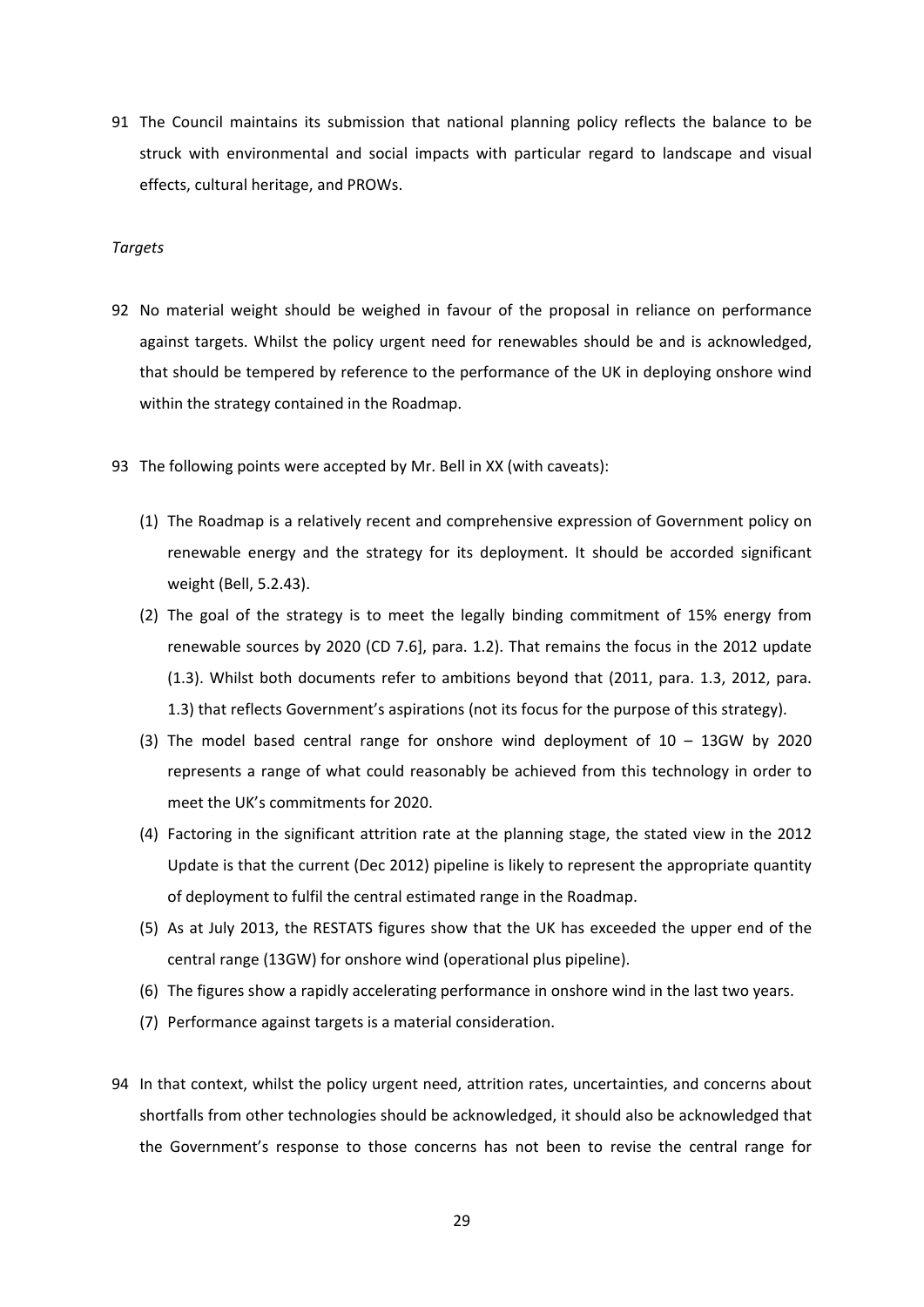91 The Council maintains its submission that national planning policy reflects the balance to be struck with environmental and social impacts with particular regard to landscape and visual effects, cultural heritage, and PROWs.

*Targets*

92 No material weight should be weighed in favour of the proposal in reliance on performance against targets. Whilst the policy urgent need for renewables should be and is acknowledged, that should be tempered by reference to the performance of the UK in deploying onshore wind within the strategy contained in the Roadmap.

93 The following points were accepted by Mr. Bell in XX (with caveats):

(1) The Roadmap is a relatively recent and comprehensive expression of Government policy on renewable energy and the strategy for its deployment. It should be accorded significant weight (Bell, 5.2.43).

(2) The goal of the strategy is to meet the legally binding commitment of 15% energy from renewable sources by 2020 (CD 7.6], para. 1.2). That remains the focus in the 2012 update (1.3). Whilst both documents refer to ambitions beyond that (2011, para. 1.3, 2012, para. 1.3) that reflects Government's aspirations (not its focus for the purpose of this strategy).

(3) The model based central range for onshore wind deployment of 10 – 13GW by 2020 represents a range of what could reasonably be achieved from this technology in order to meet the UK's commitments for 2020.

(4) Factoring in the significant attrition rate at the planning stage, the stated view in the 2012 Update is that the current (Dec 2012) pipeline is likely to represent the appropriate quantity of deployment to fulfil the central estimated range in the Roadmap.

(5) As at July 2013, the RESTATS figures show that the UK has exceeded the upper end of the central range (13GW) for onshore wind (operational plus pipeline).

(6) The figures show a rapidly accelerating performance in onshore wind in the last two years.

(7) Performance against targets is a material consideration.

94 In that context, whilst the policy urgent need, attrition rates, uncertainties, and concerns about shortfalls from other technologies should be acknowledged, it should also be acknowledged that the Government's response to those concerns has not been to revise the central range for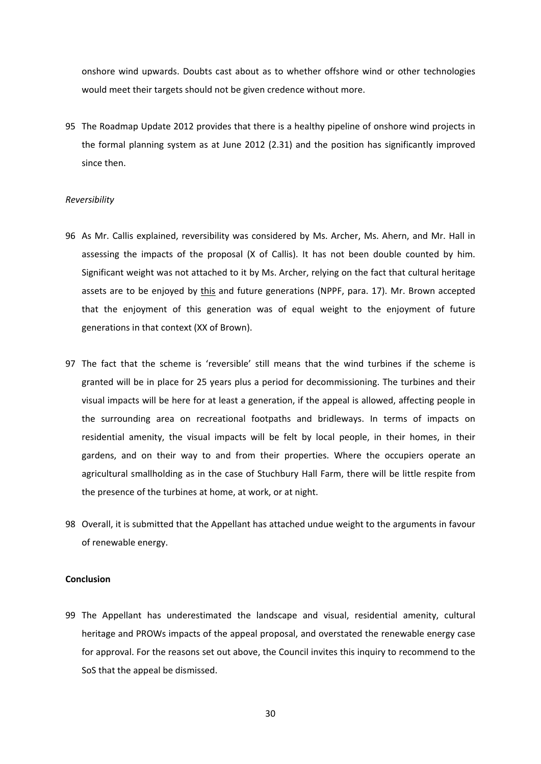onshore wind upwards. Doubts cast about as to whether offshore wind or other technologies would meet their targets should not be given credence without more.

95 The Roadmap Update 2012 provides that there is a healthy pipeline of onshore wind projects in the formal planning system as at June 2012 (2.31) and the position has significantly improved since then.

*Reversibility*

96 As Mr. Callis explained, reversibility was considered by Ms. Archer, Ms. Ahern, and Mr. Hall in assessing the impacts of the proposal (X of Callis). It has not been double counted by him. Significant weight was not attached to it by Ms. Archer, relying on the fact that cultural heritage assets are to be enjoyed by <u>this</u> and future generations (NPPF, para. 17). Mr. Brown accepted that the enjoyment of this generation was of equal weight to the enjoyment of future generations in that context (XX of Brown).

97 The fact that the scheme is 'reversible' still means that the wind turbines if the scheme is granted will be in place for 25 years plus a period for decommissioning. The turbines and their visual impacts will be here for at least a generation, if the appeal is allowed, affecting people in the surrounding area on recreational footpaths and bridleways. In terms of impacts on residential amenity, the visual impacts will be felt by local people, in their homes, in their gardens, and on their way to and from their properties. Where the occupiers operate an agricultural smallholding as in the case of Stuchbury Hall Farm, there will be little respite from the presence of the turbines at home, at work, or at night.

98 Overall, it is submitted that the Appellant has attached undue weight to the arguments in favour of renewable energy.

**Conclusion**

99 The Appellant has underestimated the landscape and visual, residential amenity, cultural heritage and PROWs impacts of the appeal proposal, and overstated the renewable energy case for approval. For the reasons set out above, the Council invites this inquiry to recommend to the SoS that the appeal be dismissed.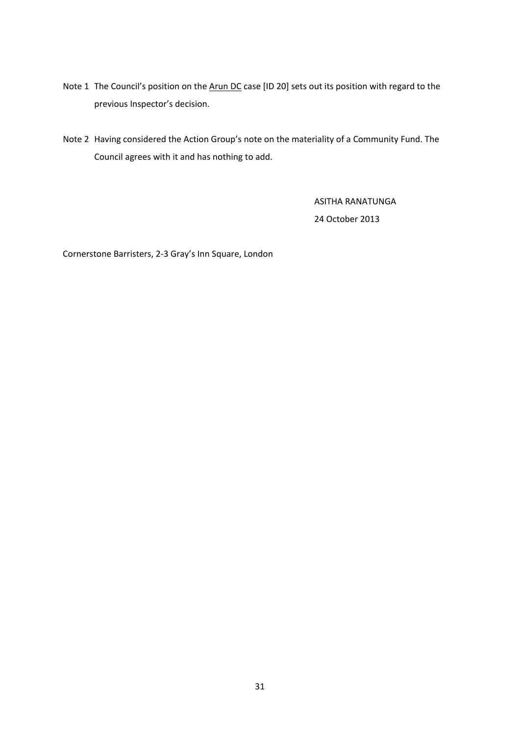Note 1 The Council's position on the Arun DC case [ID 20] sets out its position with regard to the previous Inspector's decision.

Note 2 Having considered the Action Group's note on the materiality of a Community Fund. The Council agrees with it and has nothing to add.

ASITHA RANATUNGA

24 October 2013

Cornerstone Barristers, 2-3 Gray's Inn Square, London